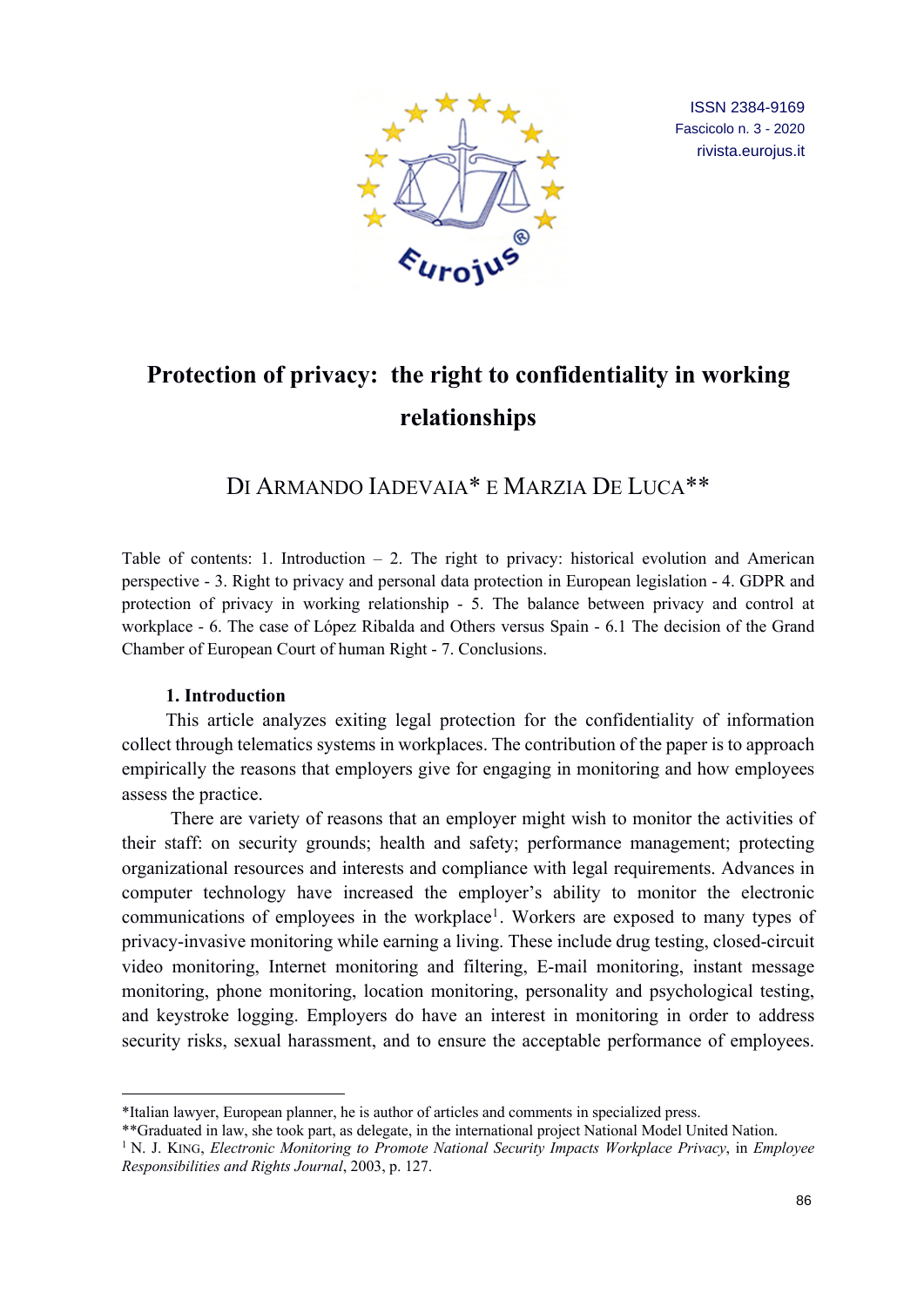ISSN 2384-9169
Fascicolo n. 3 - 2020
rivista.eurojus.it

# Protection of privacy: the right to confidentiality in working relationships

DI ARMANDO IADEVAIA* E MARZIA DE LUCA**

Table of contents: 1. Introduction – 2. The right to privacy: historical evolution and American perspective - 3. Right to privacy and personal data protection in European legislation - 4. GDPR and protection of privacy in working relationship - 5. The balance between privacy and control at workplace - 6. The case of López Ribalda and Others versus Spain - 6.1 The decision of the Grand Chamber of European Court of human Right - 7. Conclusions.

## 1. Introduction

This article analyzes exiting legal protection for the confidentiality of information collect through telematics systems in workplaces. The contribution of the paper is to approach empirically the reasons that employers give for engaging in monitoring and how employees assess the practice.

There are variety of reasons that an employer might wish to monitor the activities of their staff: on security grounds; health and safety; performance management; protecting organizational resources and interests and compliance with legal requirements. Advances in computer technology have increased the employer's ability to monitor the electronic communications of employees in the workplace[1]. Workers are exposed to many types of privacy-invasive monitoring while earning a living. These include drug testing, closed-circuit video monitoring, Internet monitoring and filtering, E-mail monitoring, instant message monitoring, phone monitoring, location monitoring, personality and psychological testing, and keystroke logging. Employers do have an interest in monitoring in order to address security risks, sexual harassment, and to ensure the acceptable performance of employees.

---

*Italian lawyer, European planner, he is author of articles and comments in specialized press.

**Graduated in law, she took part, as delegate, in the international project National Model United Nation.

[1] N. J. KING, *Electronic Monitoring to Promote National Security Impacts Workplace Privacy*, in *Employee Responsibilities and Rights Journal*, 2003, p. 127.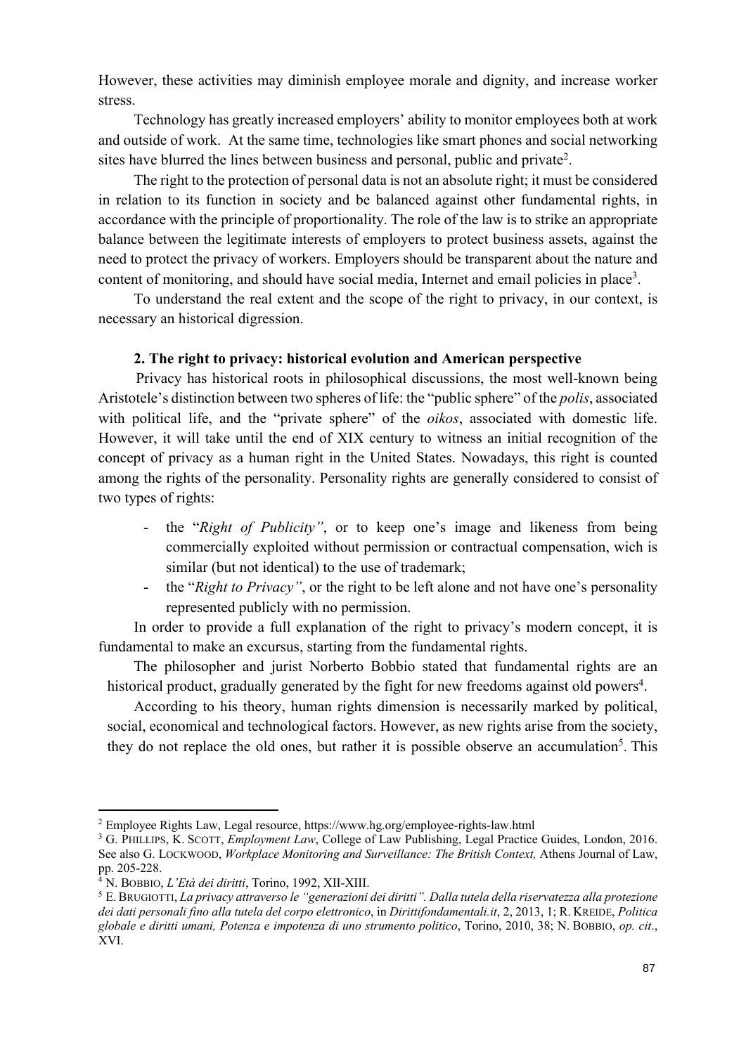However, these activities may diminish employee morale and dignity, and increase worker stress.

Technology has greatly increased employers' ability to monitor employees both at work and outside of work. At the same time, technologies like smart phones and social networking sites have blurred the lines between business and personal, public and private[2].

The right to the protection of personal data is not an absolute right; it must be considered in relation to its function in society and be balanced against other fundamental rights, in accordance with the principle of proportionality. The role of the law is to strike an appropriate balance between the legitimate interests of employers to protect business assets, against the need to protect the privacy of workers. Employers should be transparent about the nature and content of monitoring, and should have social media, Internet and email policies in place[3].

To understand the real extent and the scope of the right to privacy, in our context, is necessary an historical digression.

## 2. The right to privacy: historical evolution and American perspective

Privacy has historical roots in philosophical discussions, the most well-known being Aristotele's distinction between two spheres of life: the "public sphere" of the *polis*, associated with political life, and the "private sphere" of the *oikos*, associated with domestic life. However, it will take until the end of XIX century to witness an initial recognition of the concept of privacy as a human right in the United States. Nowadays, this right is counted among the rights of the personality. Personality rights are generally considered to consist of two types of rights:

- the "*Right of Publicity"*, or to keep one's image and likeness from being commercially exploited without permission or contractual compensation, wich is similar (but not identical) to the use of trademark;
- the "*Right to Privacy"*, or the right to be left alone and not have one's personality represented publicly with no permission.

In order to provide a full explanation of the right to privacy's modern concept, it is fundamental to make an excursus, starting from the fundamental rights.

The philosopher and jurist Norberto Bobbio stated that fundamental rights are an historical product, gradually generated by the fight for new freedoms against old powers[4].

According to his theory, human rights dimension is necessarily marked by political, social, economical and technological factors. However, as new rights arise from the society, they do not replace the old ones, but rather it is possible observe an accumulation[5]. This

---

[2] Employee Rights Law, Legal resource, https://www.hg.org/employee-rights-law.html

[3] G. PHILLIPS, K. SCOTT, *Employment Law*, College of Law Publishing, Legal Practice Guides, London, 2016. See also G. LOCKWOOD, *Workplace Monitoring and Surveillance: The British Context,* Athens Journal of Law, pp. 205-228.

[4] N. BOBBIO, *L'Età dei diritti*, Torino, 1992, XII-XIII.

[5] E. BRUGIOTTI, *La privacy attraverso le "generazioni dei diritti". Dalla tutela della riservatezza alla protezione dei dati personali fino alla tutela del corpo elettronico*, in *Dirittifondamentali.it*, 2, 2013, 1; R. KREIDE, *Politica globale e diritti umani, Potenza e impotenza di uno strumento politico*, Torino, 2010, 38; N. BOBBIO, *op. cit*., XVI.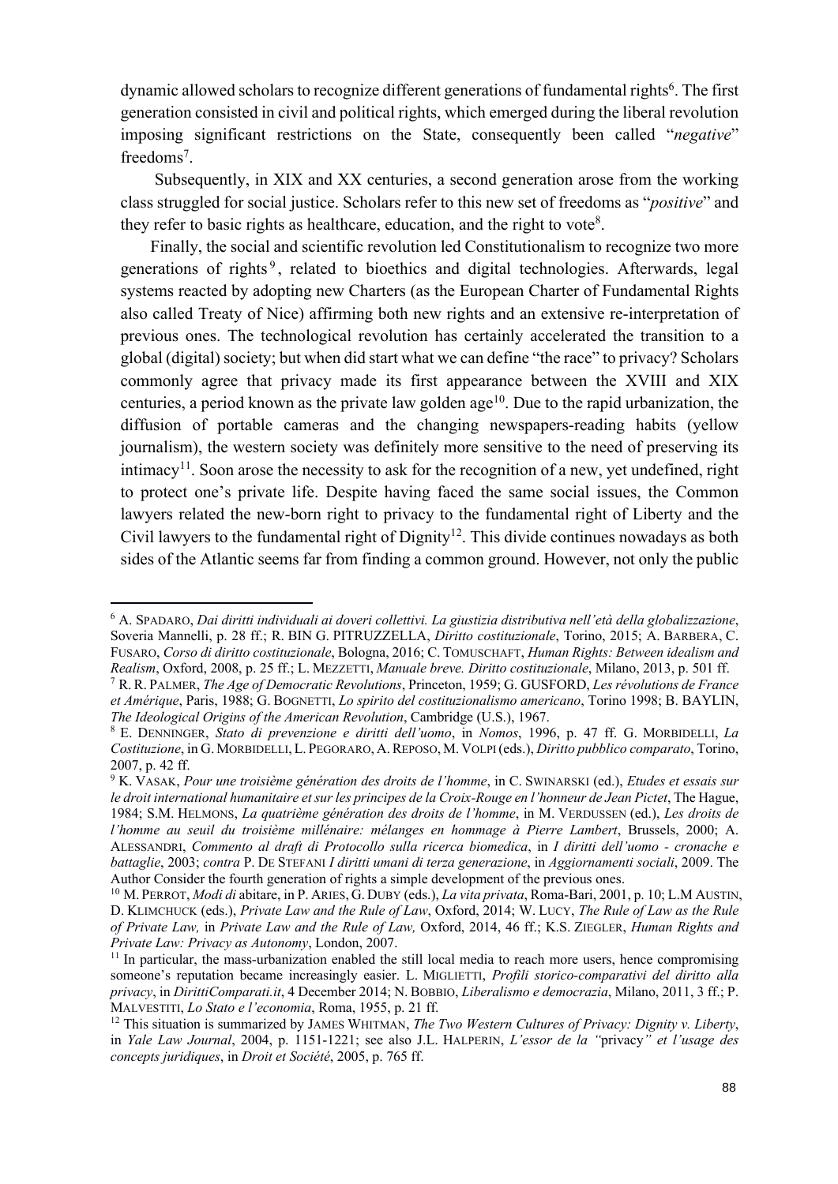dynamic allowed scholars to recognize different generations of fundamental rights[6]. The first generation consisted in civil and political rights, which emerged during the liberal revolution imposing significant restrictions on the State, consequently been called "*negative*" freedoms[7].

Subsequently, in XIX and XX centuries, a second generation arose from the working class struggled for social justice. Scholars refer to this new set of freedoms as "*positive*" and they refer to basic rights as healthcare, education, and the right to vote[8].

Finally, the social and scientific revolution led Constitutionalism to recognize two more generations of rights[9], related to bioethics and digital technologies. Afterwards, legal systems reacted by adopting new Charters (as the European Charter of Fundamental Rights also called Treaty of Nice) affirming both new rights and an extensive re-interpretation of previous ones. The technological revolution has certainly accelerated the transition to a global (digital) society; but when did start what we can define "the race" to privacy? Scholars commonly agree that privacy made its first appearance between the XVIII and XIX centuries, a period known as the private law golden age[10]. Due to the rapid urbanization, the diffusion of portable cameras and the changing newspapers-reading habits (yellow journalism), the western society was definitely more sensitive to the need of preserving its intimacy[11]. Soon arose the necessity to ask for the recognition of a new, yet undefined, right to protect one's private life. Despite having faced the same social issues, the Common lawyers related the new-born right to privacy to the fundamental right of Liberty and the Civil lawyers to the fundamental right of Dignity[12]. This divide continues nowadays as both sides of the Atlantic seems far from finding a common ground. However, not only the public

---

[6] A. SPADARO, *Dai diritti individuali ai doveri collettivi. La giustizia distributiva nell'età della globalizzazione*, Soveria Mannelli, p. 28 ff.; R. BIN G. PITRUZZELLA, *Diritto costituzionale*, Torino, 2015; A. BARBERA, C. FUSARO, *Corso di diritto costituzionale*, Bologna, 2016; C. TOMUSCHAFT, *Human Rights: Between idealism and Realism*, Oxford, 2008, p. 25 ff.; L. MEZZETTI, *Manuale breve. Diritto costituzionale*, Milano, 2013, p. 501 ff.

[7] R. R. PALMER, *The Age of Democratic Revolutions*, Princeton, 1959; G. GUSFORD, *Les révolutions de France et Amérique*, Paris, 1988; G. BOGNETTI, *Lo spirito del costituzionalismo americano*, Torino 1998; B. BAYLIN, *The Ideological Origins of the American Revolution*, Cambridge (U.S.), 1967.

[8] E. DENNINGER, *Stato di prevenzione e diritti dell'uomo*, in *Nomos*, 1996, p. 47 ff. G. MORBIDELLI, *La Costituzione*, in G. MORBIDELLI, L. PEGORARO, A. REPOSO, M. VOLPI (eds.), *Diritto pubblico comparato*, Torino, 2007, p. 42 ff.

[9] K. VASAK, *Pour une troisième génération des droits de l'homme*, in C. SWINARSKI (ed.), *Etudes et essais sur le droit international humanitaire et sur les principes de la Croix-Rouge en l'honneur de Jean Pictet*, The Hague, 1984; S.M. HELMONS, *La quatrième génération des droits de l'homme*, in M. VERDUSSEN (ed.), *Les droits de l'homme au seuil du troisième millénaire: mélanges en hommage à Pierre Lambert*, Brussels, 2000; A. ALESSANDRI, *Commento al draft di Protocollo sulla ricerca biomedica*, in *I diritti dell'uomo - cronache e battaglie*, 2003; *contra* P. DE STEFANI *I diritti umani di terza generazione*, in *Aggiornamenti sociali*, 2009. The Author Consider the fourth generation of rights a simple development of the previous ones.

[10] M. PERROT, *Modi di* abitare, in P. ARIES, G. DUBY (eds.), *La vita privata*, Roma-Bari, 2001, p. 10; L.M AUSTIN, D. KLIMCHUCK (eds.), *Private Law and the Rule of Law*, Oxford, 2014; W. LUCY, *The Rule of Law as the Rule of Private Law,* in *Private Law and the Rule of Law,* Oxford, 2014, 46 ff.; K.S. ZIEGLER, *Human Rights and Private Law: Privacy as Autonomy*, London, 2007.

[11] In particular, the mass-urbanization enabled the still local media to reach more users, hence compromising someone's reputation became increasingly easier. L. MIGLIETTI, *Profili storico-comparativi del diritto alla privacy*, in *DirittiComparati.it*, 4 December 2014; N. BOBBIO, *Liberalismo e democrazia*, Milano, 2011, 3 ff.; P. MALVESTITI, *Lo Stato e l'economia*, Roma, 1955, p. 21 ff.

[12] This situation is summarized by JAMES WHITMAN, *The Two Western Cultures of Privacy: Dignity v. Liberty*, in *Yale Law Journal*, 2004, p. 1151-1221; see also J.L. HALPERIN, *L'essor de la "*privacy*" et l'usage des concepts juridiques*, in *Droit et Société*, 2005, p. 765 ff.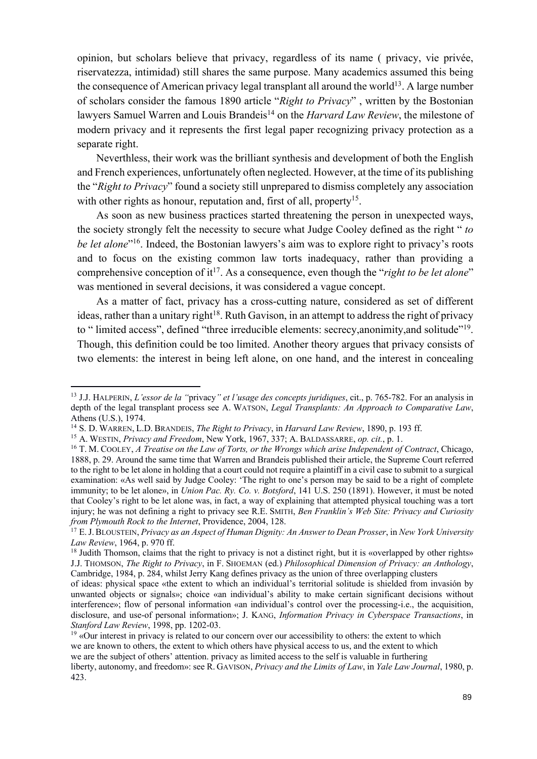opinion, but scholars believe that privacy, regardless of its name ( privacy, vie privée, riservatezza, intimidad) still shares the same purpose. Many academics assumed this being the consequence of American privacy legal transplant all around the world[13]. A large number of scholars consider the famous 1890 article "*Right to Privacy*" , written by the Bostonian lawyers Samuel Warren and Louis Brandeis[14] on the *Harvard Law Review*, the milestone of modern privacy and it represents the first legal paper recognizing privacy protection as a separate right.

Neverthless, their work was the brilliant synthesis and development of both the English and French experiences, unfortunately often neglected. However, at the time of its publishing the "*Right to Privacy*" found a society still unprepared to dismiss completely any association with other rights as honour, reputation and, first of all, property[15].

As soon as new business practices started threatening the person in unexpected ways, the society strongly felt the necessity to secure what Judge Cooley defined as the right " *to be let alone*"[16]. Indeed, the Bostonian lawyers's aim was to explore right to privacy's roots and to focus on the existing common law torts inadequacy, rather than providing a comprehensive conception of it[17]. As a consequence, even though the "*right to be let alone*" was mentioned in several decisions, it was considered a vague concept.

As a matter of fact, privacy has a cross-cutting nature, considered as set of different ideas, rather than a unitary right[18]. Ruth Gavison, in an attempt to address the right of privacy to " limited access", defined "three irreducible elements: secrecy,anonimity,and solitude"[19]. Though, this definition could be too limited. Another theory argues that privacy consists of two elements: the interest in being left alone, on one hand, and the interest in concealing

---

[13] J.J. Halperin, *L'essor de la "*privacy*" et l'usage des concepts juridiques*, cit., p. 765-782. For an analysis in depth of the legal transplant process see A. Watson, *Legal Transplants: An Approach to Comparative Law*, Athens (U.S.), 1974.

[14] S. D. Warren, L.D. Brandeis, *The Right to Privacy*, in *Harvard Law Review*, 1890, p. 193 ff.

[15] A. Westin, *Privacy and Freedom*, New York, 1967, 337; A. Baldassarre, *op. cit.*, p. 1.

[16] T. M. Cooley, *A Treatise on the Law of Torts, or the Wrongs which arise Independent of Contract*, Chicago, 1888, p. 29. Around the same time that Warren and Brandeis published their article, the Supreme Court referred to the right to be let alone in holding that a court could not require a plaintiff in a civil case to submit to a surgical examination: «As well said by Judge Cooley: 'The right to one's person may be said to be a right of complete immunity; to be let alone», in *Union Pac. Ry. Co. v. Botsford*, 141 U.S. 250 (1891). However, it must be noted that Cooley's right to be let alone was, in fact, a way of explaining that attempted physical touching was a tort injury; he was not defining a right to privacy see R.E. Smith, *Ben Franklin's Web Site: Privacy and Curiosity from Plymouth Rock to the Internet*, Providence, 2004, 128.

[17] E. J. Bloustein, *Privacy as an Aspect of Human Dignity: An Answer to Dean Prosser*, in *New York University Law Review*, 1964, p. 970 ff.

[18] Judith Thomson, claims that the right to privacy is not a distinct right, but it is «overlapped by other rights» J.J. Thomson, *The Right to Privacy*, in F. Shoeman (ed.) *Philosophical Dimension of Privacy: an Anthology*, Cambridge, 1984, p. 284, whilst Jerry Kang defines privacy as the union of three overlapping clusters of ideas: physical space «the extent to which an individual's territorial solitude is shielded from invasión by unwanted objects or signals»; choice «an individual's ability to make certain significant decisions without interference»; flow of personal information «an individual's control over the processing-i.e., the acquisition, disclosure, and use-of personal information»; J. Kang, *Information Privacy in Cyberspace Transactions*, in *Stanford Law Review*, 1998, pp. 1202-03.

[19] «Our interest in privacy is related to our concern over our accessibility to others: the extent to which we are known to others, the extent to which others have physical access to us, and the extent to which we are the subject of others' attention. privacy as limited access to the self is valuable in furthering liberty, autonomy, and freedom»: see R. Gavison, *Privacy and the Limits of Law*, in *Yale Law Journal*, 1980, p. 423.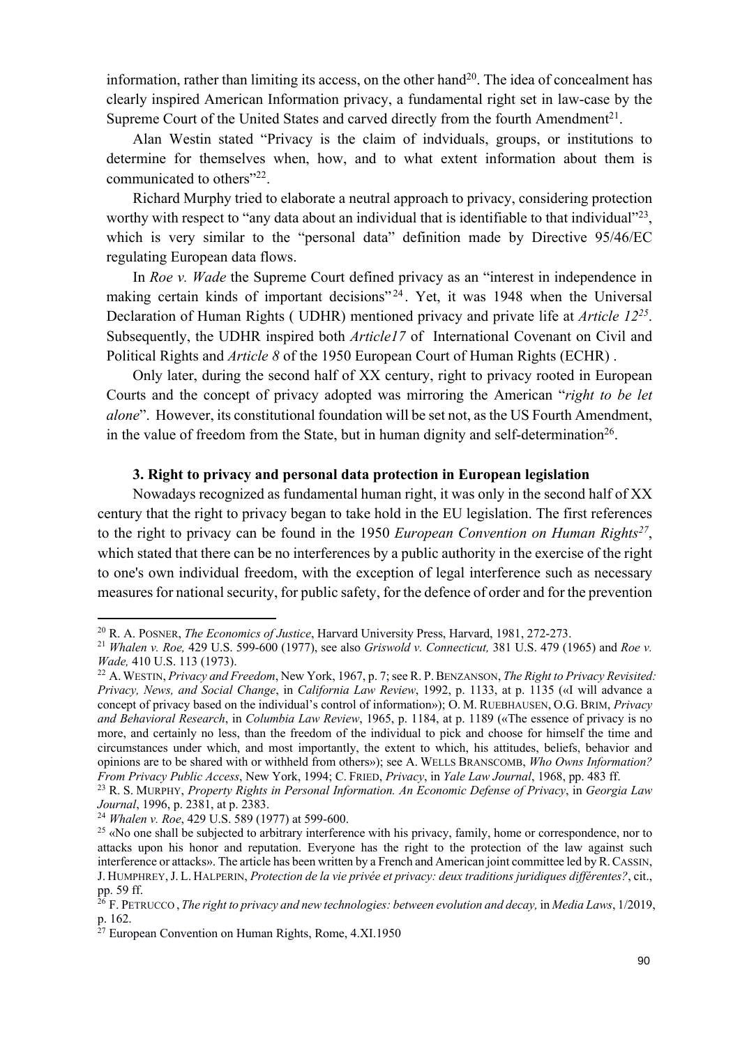information, rather than limiting its access, on the other hand[20]. The idea of concealment has clearly inspired American Information privacy, a fundamental right set in law-case by the Supreme Court of the United States and carved directly from the fourth Amendment[21].

Alan Westin stated "Privacy is the claim of indviduals, groups, or institutions to determine for themselves when, how, and to what extent information about them is communicated to others"[22].

Richard Murphy tried to elaborate a neutral approach to privacy, considering protection worthy with respect to "any data about an individual that is identifiable to that individual"[23], which is very similar to the "personal data" definition made by Directive 95/46/EC regulating European data flows.

In *Roe v. Wade* the Supreme Court defined privacy as an "interest in independence in making certain kinds of important decisions"[24]. Yet, it was 1948 when the Universal Declaration of Human Rights ( UDHR) mentioned privacy and private life at *Article 12*[25]. Subsequently, the UDHR inspired both *Article17* of International Covenant on Civil and Political Rights and *Article 8* of the 1950 European Court of Human Rights (ECHR) .

Only later, during the second half of XX century, right to privacy rooted in European Courts and the concept of privacy adopted was mirroring the American "*right to be let alone*". However, its constitutional foundation will be set not, as the US Fourth Amendment, in the value of freedom from the State, but in human dignity and self-determination[26].

### 3. Right to privacy and personal data protection in European legislation

Nowadays recognized as fundamental human right, it was only in the second half of XX century that the right to privacy began to take hold in the EU legislation. The first references to the right to privacy can be found in the 1950 *European Convention on Human Rights*[27], which stated that there can be no interferences by a public authority in the exercise of the right to one's own individual freedom, with the exception of legal interference such as necessary measures for national security, for public safety, for the defence of order and for the prevention

---

[20] R. A. POSNER, *The Economics of Justice*, Harvard University Press, Harvard, 1981, 272-273.

[21] *Whalen v. Roe,* 429 U.S. 599-600 (1977), see also *Griswold v. Connecticut,* 381 U.S. 479 (1965) and *Roe v. Wade,* 410 U.S. 113 (1973).

[22] A. WESTIN, *Privacy and Freedom*, New York, 1967, p. 7; see R. P. BENZANSON, *The Right to Privacy Revisited: Privacy, News, and Social Change*, in *California Law Review*, 1992, p. 1133, at p. 1135 («I will advance a concept of privacy based on the individual's control of information»); O. M. RUEBHAUSEN, O.G. BRIM, *Privacy and Behavioral Research*, in *Columbia Law Review*, 1965, p. 1184, at p. 1189 («The essence of privacy is no more, and certainly no less, than the freedom of the individual to pick and choose for himself the time and circumstances under which, and most importantly, the extent to which, his attitudes, beliefs, behavior and opinions are to be shared with or withheld from others»); see A. WELLS BRANSCOMB, *Who Owns Information? From Privacy Public Access*, New York, 1994; C. FRIED, *Privacy*, in *Yale Law Journal*, 1968, pp. 483 ff.

[23] R. S. MURPHY, *Property Rights in Personal Information. An Economic Defense of Privacy*, in *Georgia Law Journal*, 1996, p. 2381, at p. 2383.

[24] *Whalen v. Roe*, 429 U.S. 589 (1977) at 599-600.

[25] «No one shall be subjected to arbitrary interference with his privacy, family, home or correspondence, nor to attacks upon his honor and reputation. Everyone has the right to the protection of the law against such interference or attacks». The article has been written by a French and American joint committee led by R. CASSIN, J. HUMPHREY, J. L. HALPERIN, *Protection de la vie privée et privacy: deux traditions juridiques différentes?*, cit., pp. 59 ff.

[26] F. PETRUCCO , *The right to privacy and new technologies: between evolution and decay,* in *Media Laws*, 1/2019, p. 162.

[27] European Convention on Human Rights, Rome, 4.XI.1950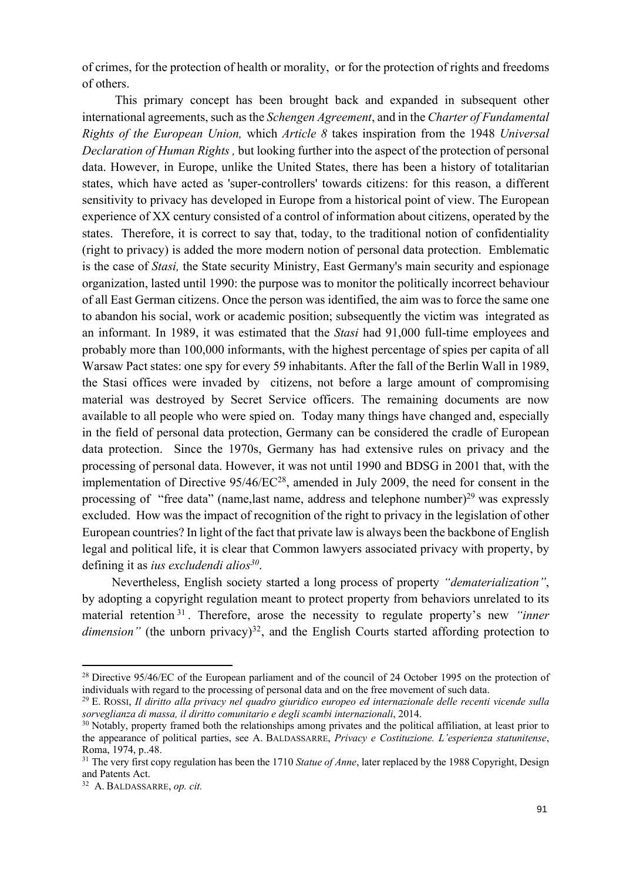of crimes, for the protection of health or morality, or for the protection of rights and freedoms of others.

This primary concept has been brought back and expanded in subsequent other international agreements, such as the *Schengen Agreement*, and in the *Charter of Fundamental Rights of the European Union,* which *Article 8* takes inspiration from the 1948 *Universal Declaration of Human Rights ,* but looking further into the aspect of the protection of personal data. However, in Europe, unlike the United States, there has been a history of totalitarian states, which have acted as 'super-controllers' towards citizens: for this reason, a different sensitivity to privacy has developed in Europe from a historical point of view. The European experience of XX century consisted of a control of information about citizens, operated by the states. Therefore, it is correct to say that, today, to the traditional notion of confidentiality (right to privacy) is added the more modern notion of personal data protection. Emblematic is the case of *Stasi,* the State security Ministry, East Germany's main security and espionage organization, lasted until 1990: the purpose was to monitor the politically incorrect behaviour of all East German citizens. Once the person was identified, the aim was to force the same one to abandon his social, work or academic position; subsequently the victim was integrated as an informant. In 1989, it was estimated that the *Stasi* had 91,000 full-time employees and probably more than 100,000 informants, with the highest percentage of spies per capita of all Warsaw Pact states: one spy for every 59 inhabitants. After the fall of the Berlin Wall in 1989, the Stasi offices were invaded by citizens, not before a large amount of compromising material was destroyed by Secret Service officers. The remaining documents are now available to all people who were spied on. Today many things have changed and, especially in the field of personal data protection, Germany can be considered the cradle of European data protection. Since the 1970s, Germany has had extensive rules on privacy and the processing of personal data. However, it was not until 1990 and BDSG in 2001 that, with the implementation of Directive 95/46/EC[28], amended in July 2009, the need for consent in the processing of "free data" (name,last name, address and telephone number)[29] was expressly excluded. How was the impact of recognition of the right to privacy in the legislation of other European countries? In light of the fact that private law is always been the backbone of English legal and political life, it is clear that Common lawyers associated privacy with property, by defining it as *ius excludendi alios*[30].

Nevertheless, English society started a long process of property *"dematerialization"*, by adopting a copyright regulation meant to protect property from behaviors unrelated to its material retention[31]. Therefore, arose the necessity to regulate property's new *"inner dimension"* (the unborn privacy)[32], and the English Courts started affording protection to

---

[28] Directive 95/46/EC of the European parliament and of the council of 24 October 1995 on the protection of individuals with regard to the processing of personal data and on the free movement of such data.

[29] E. ROSSI, *Il diritto alla privacy nel quadro giuridico europeo ed internazionale delle recenti vicende sulla sorveglianza di massa, il diritto comunitario e degli scambi internazionali*, 2014.

[30] Notably, property framed both the relationships among privates and the political affiliation, at least prior to the appearance of political parties, see A. BALDASSARRE, *Privacy e Costituzione. L'esperienza statunitense*, Roma, 1974, p..48.

[31] The very first copy regulation has been the 1710 *Statue of Anne*, later replaced by the 1988 Copyright, Design and Patents Act.

[32] A. BALDASSARRE, *op. cit.*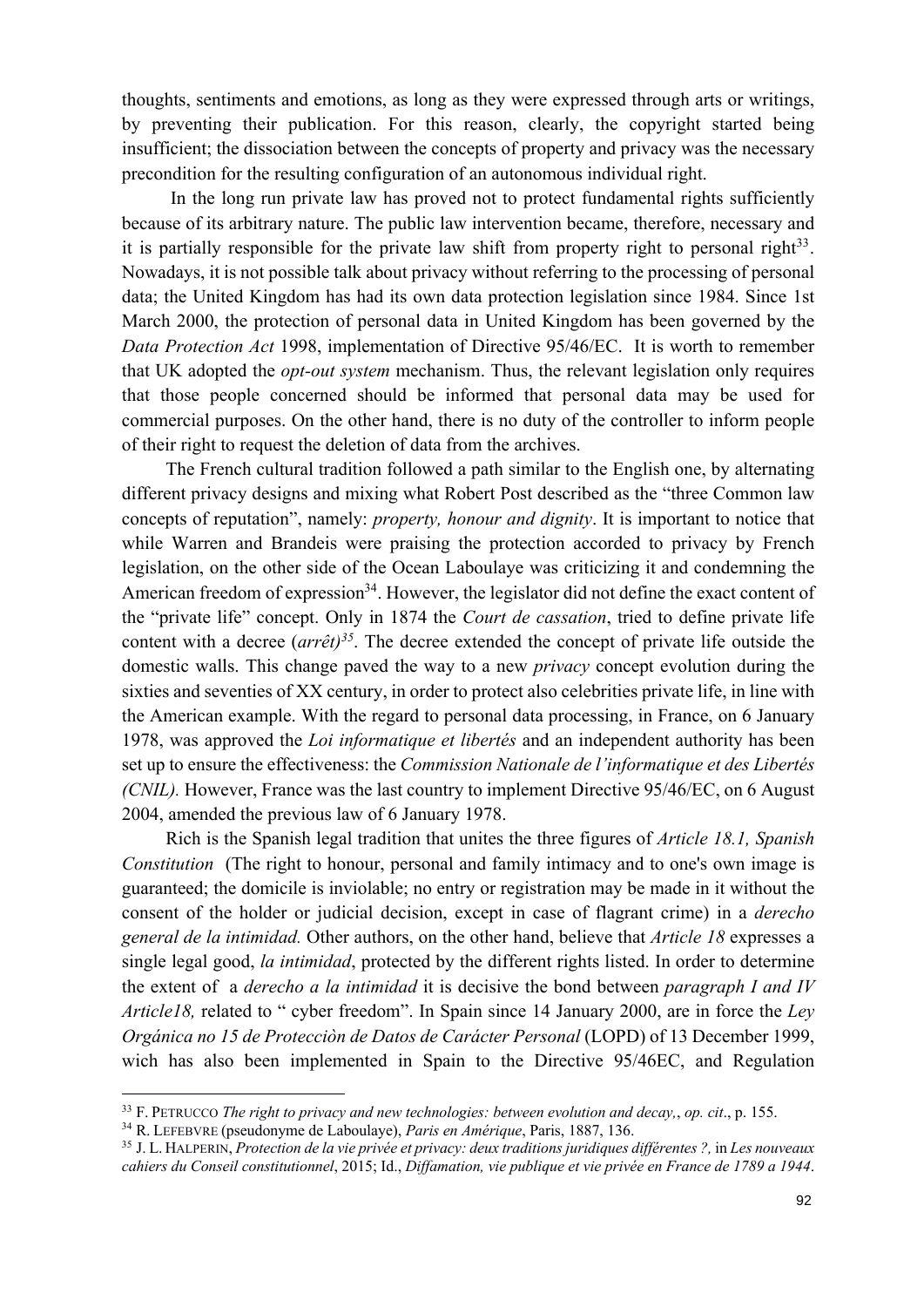thoughts, sentiments and emotions, as long as they were expressed through arts or writings, by preventing their publication. For this reason, clearly, the copyright started being insufficient; the dissociation between the concepts of property and privacy was the necessary precondition for the resulting configuration of an autonomous individual right.

In the long run private law has proved not to protect fundamental rights sufficiently because of its arbitrary nature. The public law intervention became, therefore, necessary and it is partially responsible for the private law shift from property right to personal right[33]. Nowadays, it is not possible talk about privacy without referring to the processing of personal data; the United Kingdom has had its own data protection legislation since 1984. Since 1st March 2000, the protection of personal data in United Kingdom has been governed by the *Data Protection Act* 1998, implementation of Directive 95/46/EC. It is worth to remember that UK adopted the *opt-out system* mechanism. Thus, the relevant legislation only requires that those people concerned should be informed that personal data may be used for commercial purposes. On the other hand, there is no duty of the controller to inform people of their right to request the deletion of data from the archives.

The French cultural tradition followed a path similar to the English one, by alternating different privacy designs and mixing what Robert Post described as the "three Common law concepts of reputation", namely: *property, honour and dignity*. It is important to notice that while Warren and Brandeis were praising the protection accorded to privacy by French legislation, on the other side of the Ocean Laboulaye was criticizing it and condemning the American freedom of expression[34]. However, the legislator did not define the exact content of the "private life" concept. Only in 1874 the *Court de cassation*, tried to define private life content with a decree (*arrêt)*[35]. The decree extended the concept of private life outside the domestic walls. This change paved the way to a new *privacy* concept evolution during the sixties and seventies of XX century, in order to protect also celebrities private life, in line with the American example. With the regard to personal data processing, in France, on 6 January 1978, was approved the *Loi informatique et libertés* and an independent authority has been set up to ensure the effectiveness: the *Commission Nationale de l'informatique et des Libertés (CNIL).* However, France was the last country to implement Directive 95/46/EC, on 6 August 2004, amended the previous law of 6 January 1978.

Rich is the Spanish legal tradition that unites the three figures of *Article 18.1, Spanish Constitution* (The right to honour, personal and family intimacy and to one's own image is guaranteed; the domicile is inviolable; no entry or registration may be made in it without the consent of the holder or judicial decision, except in case of flagrant crime) in a *derecho general de la intimidad.* Other authors, on the other hand, believe that *Article 18* expresses a single legal good, *la intimidad*, protected by the different rights listed. In order to determine the extent of a *derecho a la intimidad* it is decisive the bond between *paragraph I and IV Article18,* related to " cyber freedom". In Spain since 14 January 2000, are in force the *Ley Orgánica no 15 de Protecciòn de Datos de Carácter Personal* (LOPD) of 13 December 1999, wich has also been implemented in Spain to the Directive 95/46EC, and Regulation

---

[33] F. PETRUCCO *The right to privacy and new technologies: between evolution and decay,*, *op. cit*., p. 155.

[34] R. LEFEBVRE (pseudonyme de Laboulaye), *Paris en Amérique*, Paris, 1887, 136.

[35] J. L. HALPERIN, *Protection de la vie privée et privacy: deux traditions juridiques différentes ?,* in *Les nouveaux cahiers du Conseil constitutionnel*, 2015; Id., *Diffamation, vie publique et vie privée en France de 1789 a 1944*.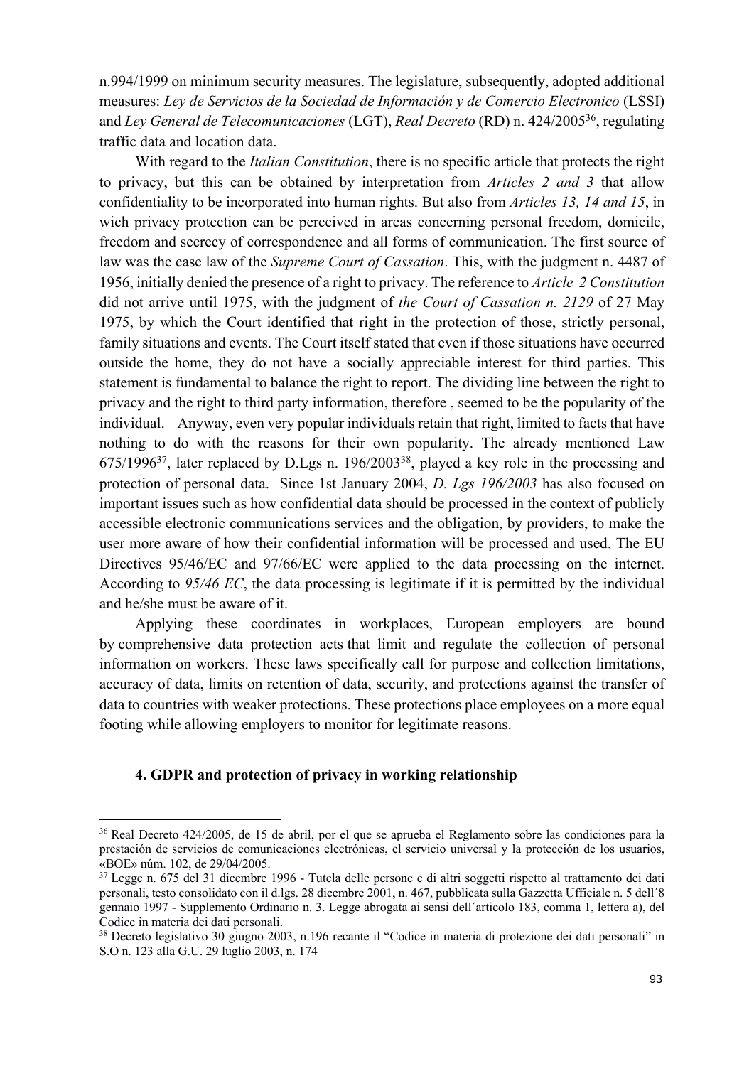n.994/1999 on minimum security measures. The legislature, subsequently, adopted additional measures: *Ley de Servicios de la Sociedad de Información y de Comercio Electronico* (LSSI) and *Ley General de Telecomunicaciones* (LGT), *Real Decreto* (RD) n. 424/2005[36], regulating traffic data and location data.

With regard to the *Italian Constitution*, there is no specific article that protects the right to privacy, but this can be obtained by interpretation from *Articles 2 and 3* that allow confidentiality to be incorporated into human rights. But also from *Articles 13, 14 and 15*, in wich privacy protection can be perceived in areas concerning personal freedom, domicile, freedom and secrecy of correspondence and all forms of communication. The first source of law was the case law of the *Supreme Court of Cassation*. This, with the judgment n. 4487 of 1956, initially denied the presence of a right to privacy. The reference to *Article 2 Constitution* did not arrive until 1975, with the judgment of *the Court of Cassation n. 2129* of 27 May 1975, by which the Court identified that right in the protection of those, strictly personal, family situations and events. The Court itself stated that even if those situations have occurred outside the home, they do not have a socially appreciable interest for third parties. This statement is fundamental to balance the right to report. The dividing line between the right to privacy and the right to third party information, therefore , seemed to be the popularity of the individual. Anyway, even very popular individuals retain that right, limited to facts that have nothing to do with the reasons for their own popularity. The already mentioned Law 675/1996[37], later replaced by D.Lgs n. 196/2003[38], played a key role in the processing and protection of personal data. Since 1st January 2004, *D. Lgs 196/2003* has also focused on important issues such as how confidential data should be processed in the context of publicly accessible electronic communications services and the obligation, by providers, to make the user more aware of how their confidential information will be processed and used. The EU Directives 95/46/EC and 97/66/EC were applied to the data processing on the internet. According to *95/46 EC*, the data processing is legitimate if it is permitted by the individual and he/she must be aware of it.

Applying these coordinates in workplaces, European employers are bound by comprehensive data protection acts that limit and regulate the collection of personal information on workers. These laws specifically call for purpose and collection limitations, accuracy of data, limits on retention of data, security, and protections against the transfer of data to countries with weaker protections. These protections place employees on a more equal footing while allowing employers to monitor for legitimate reasons.

### 4. GDPR and protection of privacy in working relationship

---

[36] Real Decreto 424/2005, de 15 de abril, por el que se aprueba el Reglamento sobre las condiciones para la prestación de servicios de comunicaciones electrónicas, el servicio universal y la protección de los usuarios, «BOE» núm. 102, de 29/04/2005.

[37] Legge n. 675 del 31 dicembre 1996 - Tutela delle persone e di altri soggetti rispetto al trattamento dei dati personali, testo consolidato con il d.lgs. 28 dicembre 2001, n. 467, pubblicata sulla Gazzetta Ufficiale n. 5 dell´8 gennaio 1997 - Supplemento Ordinario n. 3. Legge abrogata ai sensi dell´articolo 183, comma 1, lettera a), del Codice in materia dei dati personali.

[38] Decreto legislativo 30 giugno 2003, n.196 recante il "Codice in materia di protezione dei dati personali" in S.O n. 123 alla G.U. 29 luglio 2003, n. 174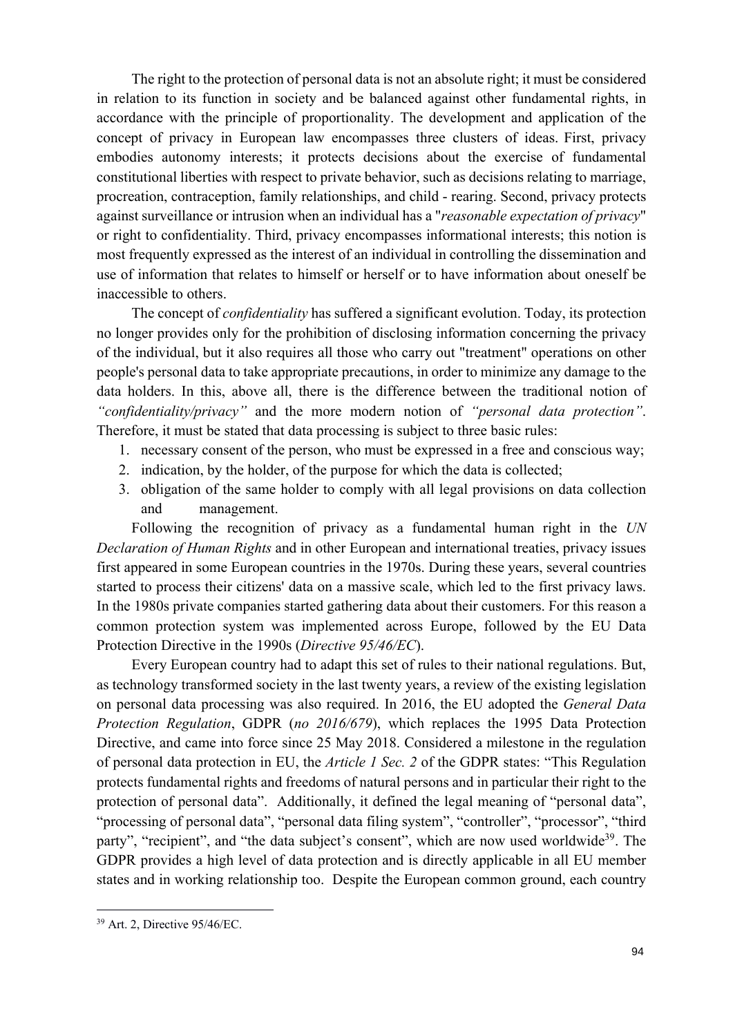The right to the protection of personal data is not an absolute right; it must be considered in relation to its function in society and be balanced against other fundamental rights, in accordance with the principle of proportionality. The development and application of the concept of privacy in European law encompasses three clusters of ideas. First, privacy embodies autonomy interests; it protects decisions about the exercise of fundamental constitutional liberties with respect to private behavior, such as decisions relating to marriage, procreation, contraception, family relationships, and child - rearing. Second, privacy protects against surveillance or intrusion when an individual has a "*reasonable expectation of privacy*" or right to confidentiality. Third, privacy encompasses informational interests; this notion is most frequently expressed as the interest of an individual in controlling the dissemination and use of information that relates to himself or herself or to have information about oneself be inaccessible to others.

The concept of *confidentiality* has suffered a significant evolution. Today, its protection no longer provides only for the prohibition of disclosing information concerning the privacy of the individual, but it also requires all those who carry out "treatment" operations on other people's personal data to take appropriate precautions, in order to minimize any damage to the data holders. In this, above all, there is the difference between the traditional notion of *"confidentiality/privacy"* and the more modern notion of *"personal data protection"*. Therefore, it must be stated that data processing is subject to three basic rules:

1. necessary consent of the person, who must be expressed in a free and conscious way;
2. indication, by the holder, of the purpose for which the data is collected;
3. obligation of the same holder to comply with all legal provisions on data collection and management.

Following the recognition of privacy as a fundamental human right in the *UN Declaration of Human Rights* and in other European and international treaties, privacy issues first appeared in some European countries in the 1970s. During these years, several countries started to process their citizens' data on a massive scale, which led to the first privacy laws. In the 1980s private companies started gathering data about their customers. For this reason a common protection system was implemented across Europe, followed by the EU Data Protection Directive in the 1990s (*Directive 95/46/EC*).

Every European country had to adapt this set of rules to their national regulations. But, as technology transformed society in the last twenty years, a review of the existing legislation on personal data processing was also required. In 2016, the EU adopted the *General Data Protection Regulation*, GDPR (*no 2016/679*), which replaces the 1995 Data Protection Directive, and came into force since 25 May 2018. Considered a milestone in the regulation of personal data protection in EU, the *Article 1 Sec. 2* of the GDPR states: "This Regulation protects fundamental rights and freedoms of natural persons and in particular their right to the protection of personal data". Additionally, it defined the legal meaning of "personal data", "processing of personal data", "personal data filing system", "controller", "processor", "third party", "recipient", and "the data subject's consent", which are now used worldwide[39]. The GDPR provides a high level of data protection and is directly applicable in all EU member states and in working relationship too. Despite the European common ground, each country

[39] Art. 2, Directive 95/46/EC.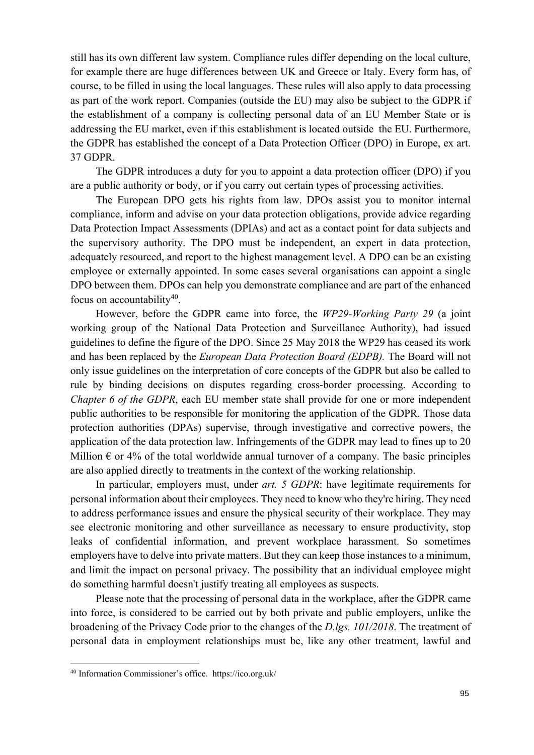still has its own different law system. Compliance rules differ depending on the local culture, for example there are huge differences between UK and Greece or Italy. Every form has, of course, to be filled in using the local languages. These rules will also apply to data processing as part of the work report. Companies (outside the EU) may also be subject to the GDPR if the establishment of a company is collecting personal data of an EU Member State or is addressing the EU market, even if this establishment is located outside the EU. Furthermore, the GDPR has established the concept of a Data Protection Officer (DPO) in Europe, ex art. 37 GDPR.

The GDPR introduces a duty for you to appoint a data protection officer (DPO) if you are a public authority or body, or if you carry out certain types of processing activities.

The European DPO gets his rights from law. DPOs assist you to monitor internal compliance, inform and advise on your data protection obligations, provide advice regarding Data Protection Impact Assessments (DPIAs) and act as a contact point for data subjects and the supervisory authority. The DPO must be independent, an expert in data protection, adequately resourced, and report to the highest management level. A DPO can be an existing employee or externally appointed. In some cases several organisations can appoint a single DPO between them. DPOs can help you demonstrate compliance and are part of the enhanced focus on accountability[40].

However, before the GDPR came into force, the *WP29-Working Party 29* (a joint working group of the National Data Protection and Surveillance Authority), had issued guidelines to define the figure of the DPO. Since 25 May 2018 the WP29 has ceased its work and has been replaced by the *European Data Protection Board (EDPB).* The Board will not only issue guidelines on the interpretation of core concepts of the GDPR but also be called to rule by binding decisions on disputes regarding cross-border processing. According to *Chapter 6 of the GDPR*, each EU member state shall provide for one or more independent public authorities to be responsible for monitoring the application of the GDPR. Those data protection authorities (DPAs) supervise, through investigative and corrective powers, the application of the data protection law. Infringements of the GDPR may lead to fines up to 20 Million € or 4% of the total worldwide annual turnover of a company. The basic principles are also applied directly to treatments in the context of the working relationship.

In particular, employers must, under *art. 5 GDPR*: have legitimate requirements for personal information about their employees. They need to know who they're hiring. They need to address performance issues and ensure the physical security of their workplace. They may see electronic monitoring and other surveillance as necessary to ensure productivity, stop leaks of confidential information, and prevent workplace harassment. So sometimes employers have to delve into private matters. But they can keep those instances to a minimum, and limit the impact on personal privacy. The possibility that an individual employee might do something harmful doesn't justify treating all employees as suspects.

Please note that the processing of personal data in the workplace, after the GDPR came into force, is considered to be carried out by both private and public employers, unlike the broadening of the Privacy Code prior to the changes of the *D.lgs. 101/2018*. The treatment of personal data in employment relationships must be, like any other treatment, lawful and

---

[40] Information Commissioner's office. https://ico.org.uk/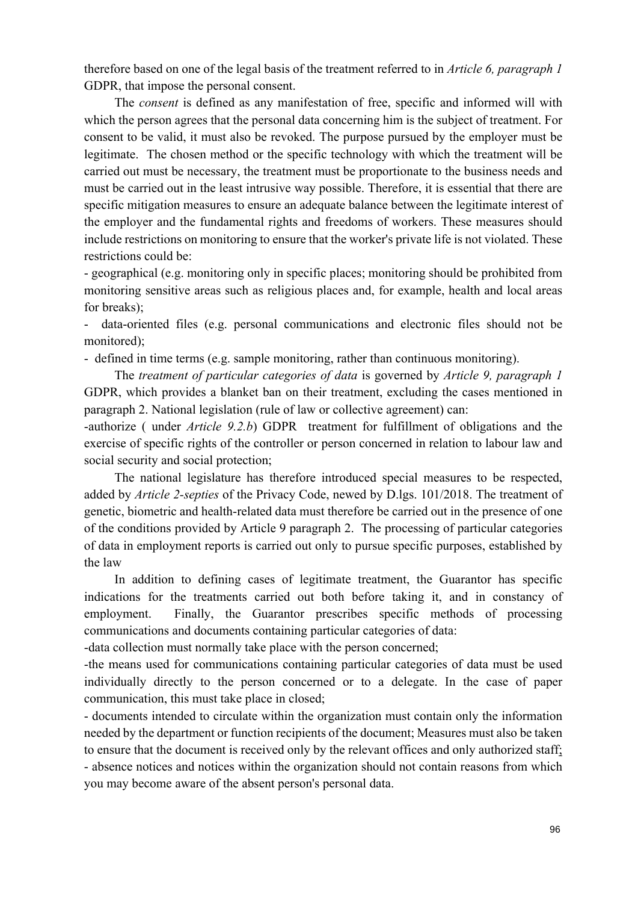therefore based on one of the legal basis of the treatment referred to in *Article 6, paragraph 1* GDPR, that impose the personal consent.

The *consent* is defined as any manifestation of free, specific and informed will with which the person agrees that the personal data concerning him is the subject of treatment. For consent to be valid, it must also be revoked. The purpose pursued by the employer must be legitimate. The chosen method or the specific technology with which the treatment will be carried out must be necessary, the treatment must be proportionate to the business needs and must be carried out in the least intrusive way possible. Therefore, it is essential that there are specific mitigation measures to ensure an adequate balance between the legitimate interest of the employer and the fundamental rights and freedoms of workers. These measures should include restrictions on monitoring to ensure that the worker's private life is not violated. These restrictions could be:

- geographical (e.g. monitoring only in specific places; monitoring should be prohibited from monitoring sensitive areas such as religious places and, for example, health and local areas for breaks);
- data-oriented files (e.g. personal communications and electronic files should not be monitored);
- defined in time terms (e.g. sample monitoring, rather than continuous monitoring).

The *treatment of particular categories of data* is governed by *Article 9, paragraph 1* GDPR, which provides a blanket ban on their treatment, excluding the cases mentioned in paragraph 2. National legislation (rule of law or collective agreement) can:

-authorize ( under *Article 9.2.b*) GDPR treatment for fulfillment of obligations and the exercise of specific rights of the controller or person concerned in relation to labour law and social security and social protection;

The national legislature has therefore introduced special measures to be respected, added by *Article 2-septies* of the Privacy Code, newed by D.lgs. 101/2018. The treatment of genetic, biometric and health-related data must therefore be carried out in the presence of one of the conditions provided by Article 9 paragraph 2. The processing of particular categories of data in employment reports is carried out only to pursue specific purposes, established by the law

In addition to defining cases of legitimate treatment, the Guarantor has specific indications for the treatments carried out both before taking it, and in constancy of employment. Finally, the Guarantor prescribes specific methods of processing communications and documents containing particular categories of data:

-data collection must normally take place with the person concerned;

-the means used for communications containing particular categories of data must be used individually directly to the person concerned or to a delegate. In the case of paper communication, this must take place in closed;

- documents intended to circulate within the organization must contain only the information needed by the department or function recipients of the document; Measures must also be taken to ensure that the document is received only by the relevant offices and only authorized staff;
- absence notices and notices within the organization should not contain reasons from which you may become aware of the absent person's personal data.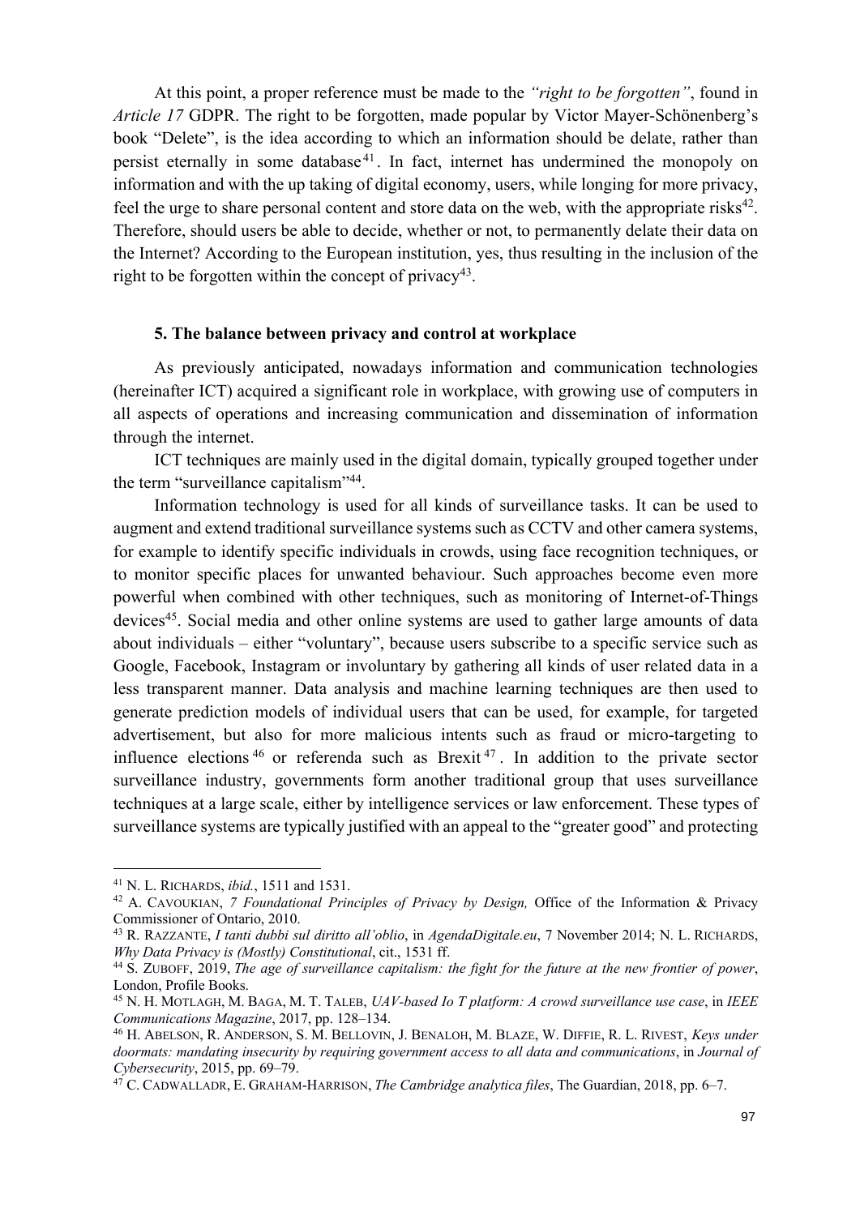At this point, a proper reference must be made to the *"right to be forgotten"*, found in *Article 17* GDPR. The right to be forgotten, made popular by Victor Mayer-Schönenberg's book "Delete", is the idea according to which an information should be delate, rather than persist eternally in some database[41]. In fact, internet has undermined the monopoly on information and with the up taking of digital economy, users, while longing for more privacy, feel the urge to share personal content and store data on the web, with the appropriate risks[42]. Therefore, should users be able to decide, whether or not, to permanently delate their data on the Internet? According to the European institution, yes, thus resulting in the inclusion of the right to be forgotten within the concept of privacy[43].

### 5. The balance between privacy and control at workplace

As previously anticipated, nowadays information and communication technologies (hereinafter ICT) acquired a significant role in workplace, with growing use of computers in all aspects of operations and increasing communication and dissemination of information through the internet.

ICT techniques are mainly used in the digital domain, typically grouped together under the term "surveillance capitalism"[44].

Information technology is used for all kinds of surveillance tasks. It can be used to augment and extend traditional surveillance systems such as CCTV and other camera systems, for example to identify specific individuals in crowds, using face recognition techniques, or to monitor specific places for unwanted behaviour. Such approaches become even more powerful when combined with other techniques, such as monitoring of Internet-of-Things devices[45]. Social media and other online systems are used to gather large amounts of data about individuals – either "voluntary", because users subscribe to a specific service such as Google, Facebook, Instagram or involuntary by gathering all kinds of user related data in a less transparent manner. Data analysis and machine learning techniques are then used to generate prediction models of individual users that can be used, for example, for targeted advertisement, but also for more malicious intents such as fraud or micro-targeting to influence elections[46] or referenda such as Brexit[47]. In addition to the private sector surveillance industry, governments form another traditional group that uses surveillance techniques at a large scale, either by intelligence services or law enforcement. These types of surveillance systems are typically justified with an appeal to the "greater good" and protecting

---

[41] N. L. Richards, *ibid.*, 1511 and 1531.

[42] A. Cavoukian, *7 Foundational Principles of Privacy by Design,* Office of the Information & Privacy Commissioner of Ontario, 2010.

[43] R. Razzante, *I tanti dubbi sul diritto all'oblio*, in *AgendaDigitale.eu*, 7 November 2014; N. L. Richards, *Why Data Privacy is (Mostly) Constitutional*, cit., 1531 ff.

[44] S. Zuboff, 2019, *The age of surveillance capitalism: the fight for the future at the new frontier of power*, London, Profile Books.

[45] N. H. Motlagh, M. Baga, M. T. Taleb, *UAV-based Io T platform: A crowd surveillance use case*, in *IEEE Communications Magazine*, 2017, pp. 128–134.

[46] H. Abelson, R. Anderson, S. M. Bellovin, J. Benaloh, M. Blaze, W. Diffie, R. L. Rivest, *Keys under doormats: mandating insecurity by requiring government access to all data and communications*, in *Journal of Cybersecurity*, 2015, pp. 69–79.

[47] C. Cadwalladr, E. Graham-Harrison, *The Cambridge analytica files*, The Guardian, 2018, pp. 6–7.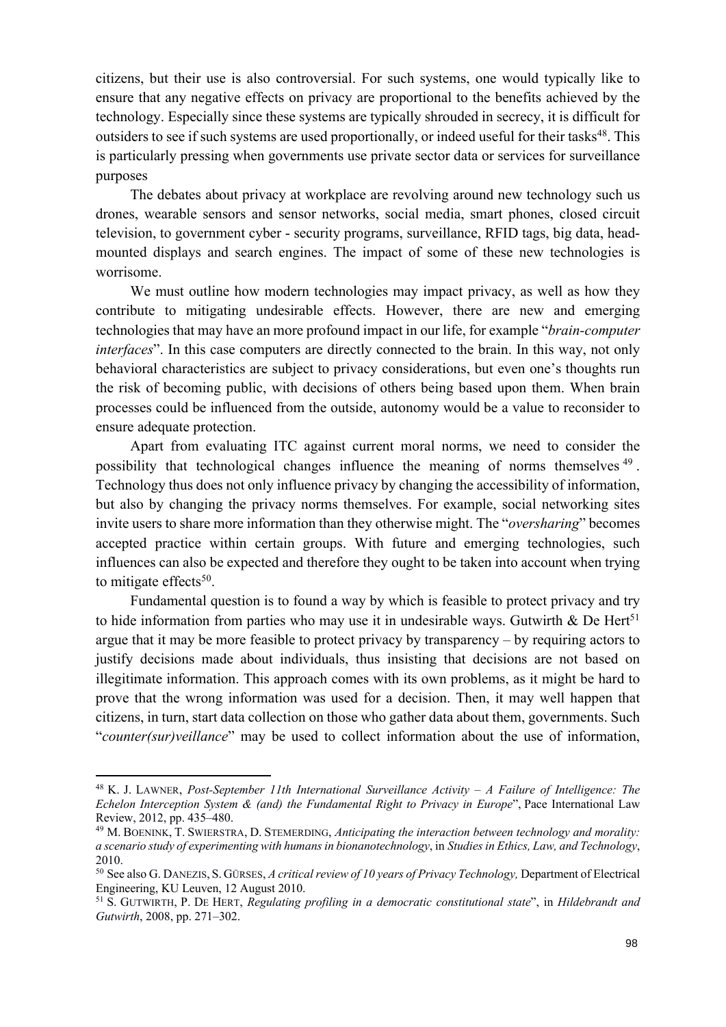citizens, but their use is also controversial. For such systems, one would typically like to ensure that any negative effects on privacy are proportional to the benefits achieved by the technology. Especially since these systems are typically shrouded in secrecy, it is difficult for outsiders to see if such systems are used proportionally, or indeed useful for their tasks[48]. This is particularly pressing when governments use private sector data or services for surveillance purposes

The debates about privacy at workplace are revolving around new technology such us drones, wearable sensors and sensor networks, social media, smart phones, closed circuit television, to government cyber - security programs, surveillance, RFID tags, big data, head-mounted displays and search engines. The impact of some of these new technologies is worrisome.

We must outline how modern technologies may impact privacy, as well as how they contribute to mitigating undesirable effects. However, there are new and emerging technologies that may have an more profound impact in our life, for example "*brain-computer interfaces*". In this case computers are directly connected to the brain. In this way, not only behavioral characteristics are subject to privacy considerations, but even one's thoughts run the risk of becoming public, with decisions of others being based upon them. When brain processes could be influenced from the outside, autonomy would be a value to reconsider to ensure adequate protection.

Apart from evaluating ITC against current moral norms, we need to consider the possibility that technological changes influence the meaning of norms themselves[49]. Technology thus does not only influence privacy by changing the accessibility of information, but also by changing the privacy norms themselves. For example, social networking sites invite users to share more information than they otherwise might. The "*oversharing*" becomes accepted practice within certain groups. With future and emerging technologies, such influences can also be expected and therefore they ought to be taken into account when trying to mitigate effects[50].

Fundamental question is to found a way by which is feasible to protect privacy and try to hide information from parties who may use it in undesirable ways. Gutwirth & De Hert[51] argue that it may be more feasible to protect privacy by transparency – by requiring actors to justify decisions made about individuals, thus insisting that decisions are not based on illegitimate information. This approach comes with its own problems, as it might be hard to prove that the wrong information was used for a decision. Then, it may well happen that citizens, in turn, start data collection on those who gather data about them, governments. Such "*counter(sur)veillance*" may be used to collect information about the use of information,

---

[48] K. J. LAWNER, *Post-September 11th International Surveillance Activity – A Failure of Intelligence: The Echelon Interception System & (and) the Fundamental Right to Privacy in Europe*", Pace International Law Review, 2012, pp. 435–480.

[49] M. BOENINK, T. SWIERSTRA, D. STEMERDING, *Anticipating the interaction between technology and morality: a scenario study of experimenting with humans in bionanotechnology*, in *Studies in Ethics, Law, and Technology*, 2010.

[50] See also G. DANEZIS, S. GÜRSES, *A critical review of 10 years of Privacy Technology,* Department of Electrical Engineering, KU Leuven, 12 August 2010.

[51] S. GUTWIRTH, P. DE HERT, *Regulating profiling in a democratic constitutional state*", in *Hildebrandt and Gutwirth*, 2008, pp. 271–302.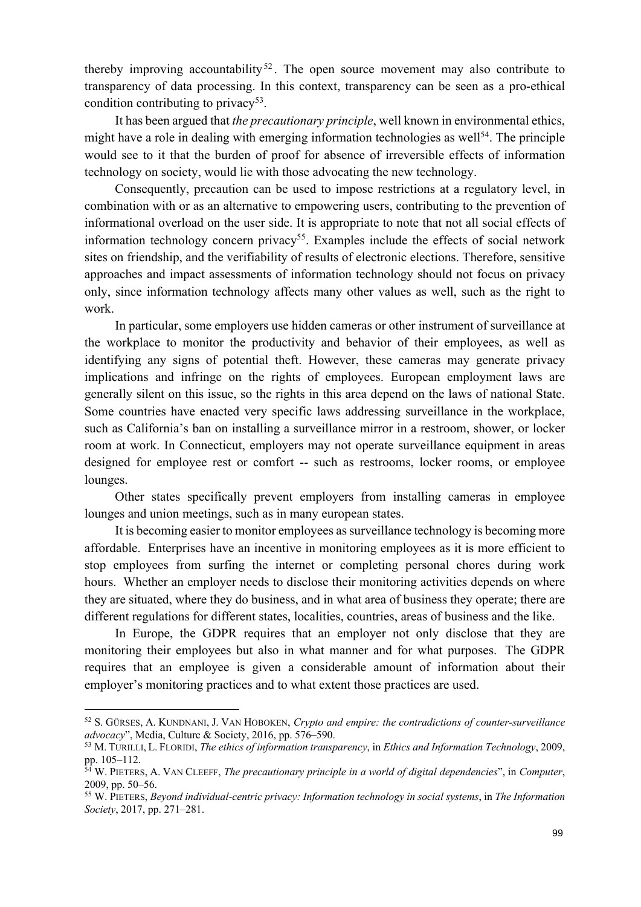thereby improving accountability[52]. The open source movement may also contribute to transparency of data processing. In this context, transparency can be seen as a pro-ethical condition contributing to privacy[53].

It has been argued that *the precautionary principle*, well known in environmental ethics, might have a role in dealing with emerging information technologies as well[54]. The principle would see to it that the burden of proof for absence of irreversible effects of information technology on society, would lie with those advocating the new technology.

Consequently, precaution can be used to impose restrictions at a regulatory level, in combination with or as an alternative to empowering users, contributing to the prevention of informational overload on the user side. It is appropriate to note that not all social effects of information technology concern privacy[55]. Examples include the effects of social network sites on friendship, and the verifiability of results of electronic elections. Therefore, sensitive approaches and impact assessments of information technology should not focus on privacy only, since information technology affects many other values as well, such as the right to work.

In particular, some employers use hidden cameras or other instrument of surveillance at the workplace to monitor the productivity and behavior of their employees, as well as identifying any signs of potential theft. However, these cameras may generate privacy implications and infringe on the rights of employees. European employment laws are generally silent on this issue, so the rights in this area depend on the laws of national State. Some countries have enacted very specific laws addressing surveillance in the workplace, such as California's ban on installing a surveillance mirror in a restroom, shower, or locker room at work. In Connecticut, employers may not operate surveillance equipment in areas designed for employee rest or comfort -- such as restrooms, locker rooms, or employee lounges.

Other states specifically prevent employers from installing cameras in employee lounges and union meetings, such as in many european states.

It is becoming easier to monitor employees as surveillance technology is becoming more affordable. Enterprises have an incentive in monitoring employees as it is more efficient to stop employees from surfing the internet or completing personal chores during work hours. Whether an employer needs to disclose their monitoring activities depends on where they are situated, where they do business, and in what area of business they operate; there are different regulations for different states, localities, countries, areas of business and the like.

In Europe, the GDPR requires that an employer not only disclose that they are monitoring their employees but also in what manner and for what purposes. The GDPR requires that an employee is given a considerable amount of information about their employer's monitoring practices and to what extent those practices are used.

---

[52] S. Gürses, A. Kundnani, J. Van Hoboken, *Crypto and empire: the contradictions of counter-surveillance advocacy*", Media, Culture & Society, 2016, pp. 576–590.

[53] M. Turilli, L. Floridi, *The ethics of information transparency*, in *Ethics and Information Technology*, 2009, pp. 105–112.

[54] W. Pieters, A. Van Cleeff, *The precautionary principle in a world of digital dependencies*", in *Computer*, 2009, pp. 50–56.

[55] W. Pieters, *Beyond individual-centric privacy: Information technology in social systems*, in *The Information Society*, 2017, pp. 271–281.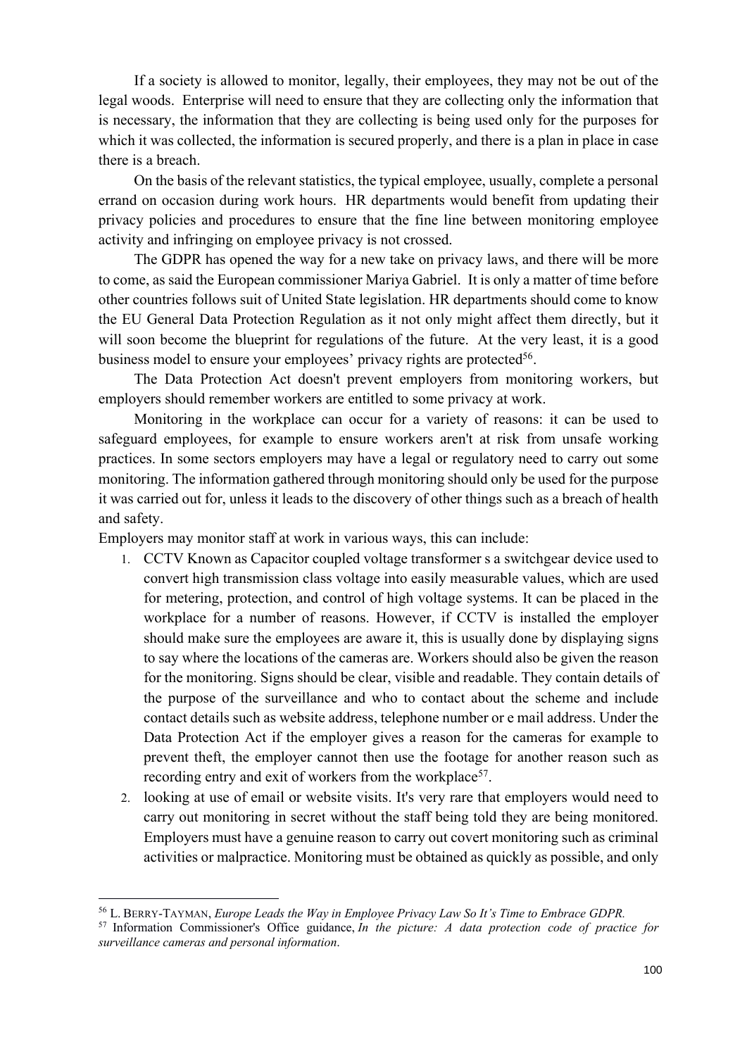If a society is allowed to monitor, legally, their employees, they may not be out of the legal woods. Enterprise will need to ensure that they are collecting only the information that is necessary, the information that they are collecting is being used only for the purposes for which it was collected, the information is secured properly, and there is a plan in place in case there is a breach.

On the basis of the relevant statistics, the typical employee, usually, complete a personal errand on occasion during work hours. HR departments would benefit from updating their privacy policies and procedures to ensure that the fine line between monitoring employee activity and infringing on employee privacy is not crossed.

The GDPR has opened the way for a new take on privacy laws, and there will be more to come, as said the European commissioner Mariya Gabriel. It is only a matter of time before other countries follows suit of United State legislation. HR departments should come to know the EU General Data Protection Regulation as it not only might affect them directly, but it will soon become the blueprint for regulations of the future. At the very least, it is a good business model to ensure your employees' privacy rights are protected[56].

The Data Protection Act doesn't prevent employers from monitoring workers, but employers should remember workers are entitled to some privacy at work.

Monitoring in the workplace can occur for a variety of reasons: it can be used to safeguard employees, for example to ensure workers aren't at risk from unsafe working practices. In some sectors employers may have a legal or regulatory need to carry out some monitoring. The information gathered through monitoring should only be used for the purpose it was carried out for, unless it leads to the discovery of other things such as a breach of health and safety.

Employers may monitor staff at work in various ways, this can include:

1. CCTV Known as Capacitor coupled voltage transformer s a switchgear device used to convert high transmission class voltage into easily measurable values, which are used for metering, protection, and control of high voltage systems. It can be placed in the workplace for a number of reasons. However, if CCTV is installed the employer should make sure the employees are aware it, this is usually done by displaying signs to say where the locations of the cameras are. Workers should also be given the reason for the monitoring. Signs should be clear, visible and readable. They contain details of the purpose of the surveillance and who to contact about the scheme and include contact details such as website address, telephone number or e mail address. Under the Data Protection Act if the employer gives a reason for the cameras for example to prevent theft, the employer cannot then use the footage for another reason such as recording entry and exit of workers from the workplace[57].
2. looking at use of email or website visits. It's very rare that employers would need to carry out monitoring in secret without the staff being told they are being monitored. Employers must have a genuine reason to carry out covert monitoring such as criminal activities or malpractice. Monitoring must be obtained as quickly as possible, and only

---

[56] L. BERRY-TAYMAN, *Europe Leads the Way in Employee Privacy Law So It's Time to Embrace GDPR.*

[57] Information Commissioner's Office guidance, *In the picture: A data protection code of practice for surveillance cameras and personal information*.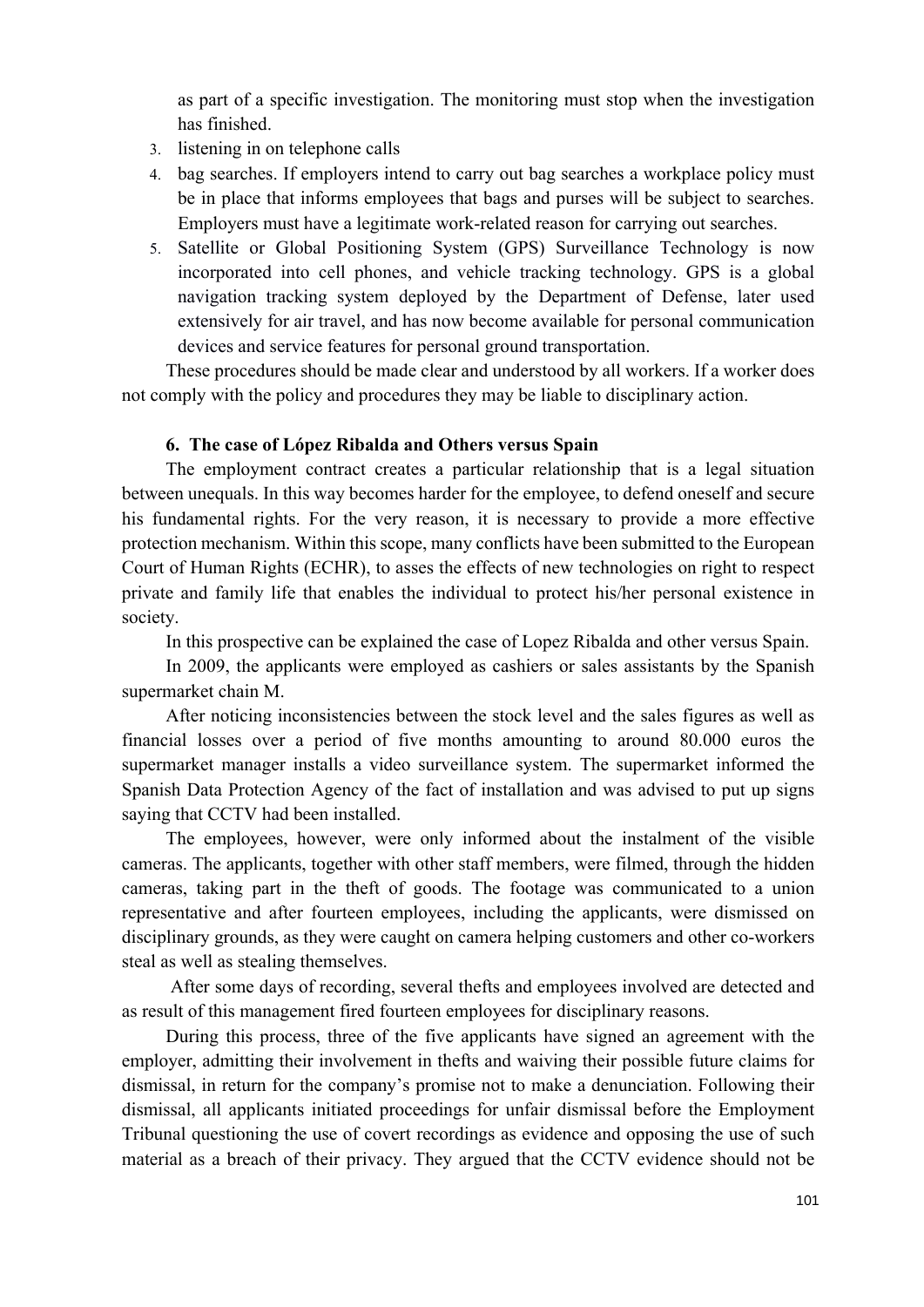as part of a specific investigation. The monitoring must stop when the investigation has finished.

3. listening in on telephone calls
4. bag searches. If employers intend to carry out bag searches a workplace policy must be in place that informs employees that bags and purses will be subject to searches. Employers must have a legitimate work-related reason for carrying out searches.
5. Satellite or Global Positioning System (GPS) Surveillance Technology is now incorporated into cell phones, and vehicle tracking technology. GPS is a global navigation tracking system deployed by the Department of Defense, later used extensively for air travel, and has now become available for personal communication devices and service features for personal ground transportation.

These procedures should be made clear and understood by all workers. If a worker does not comply with the policy and procedures they may be liable to disciplinary action.

### 6. The case of López Ribalda and Others versus Spain

The employment contract creates a particular relationship that is a legal situation between unequals. In this way becomes harder for the employee, to defend oneself and secure his fundamental rights. For the very reason, it is necessary to provide a more effective protection mechanism. Within this scope, many conflicts have been submitted to the European Court of Human Rights (ECHR), to asses the effects of new technologies on right to respect private and family life that enables the individual to protect his/her personal existence in society.

In this prospective can be explained the case of Lopez Ribalda and other versus Spain.

In 2009, the applicants were employed as cashiers or sales assistants by the Spanish supermarket chain M.

After noticing inconsistencies between the stock level and the sales figures as well as financial losses over a period of five months amounting to around 80.000 euros the supermarket manager installs a video surveillance system. The supermarket informed the Spanish Data Protection Agency of the fact of installation and was advised to put up signs saying that CCTV had been installed.

The employees, however, were only informed about the instalment of the visible cameras. The applicants, together with other staff members, were filmed, through the hidden cameras, taking part in the theft of goods. The footage was communicated to a union representative and after fourteen employees, including the applicants, were dismissed on disciplinary grounds, as they were caught on camera helping customers and other co-workers steal as well as stealing themselves.

After some days of recording, several thefts and employees involved are detected and as result of this management fired fourteen employees for disciplinary reasons.

During this process, three of the five applicants have signed an agreement with the employer, admitting their involvement in thefts and waiving their possible future claims for dismissal, in return for the company's promise not to make a denunciation. Following their dismissal, all applicants initiated proceedings for unfair dismissal before the Employment Tribunal questioning the use of covert recordings as evidence and opposing the use of such material as a breach of their privacy. They argued that the CCTV evidence should not be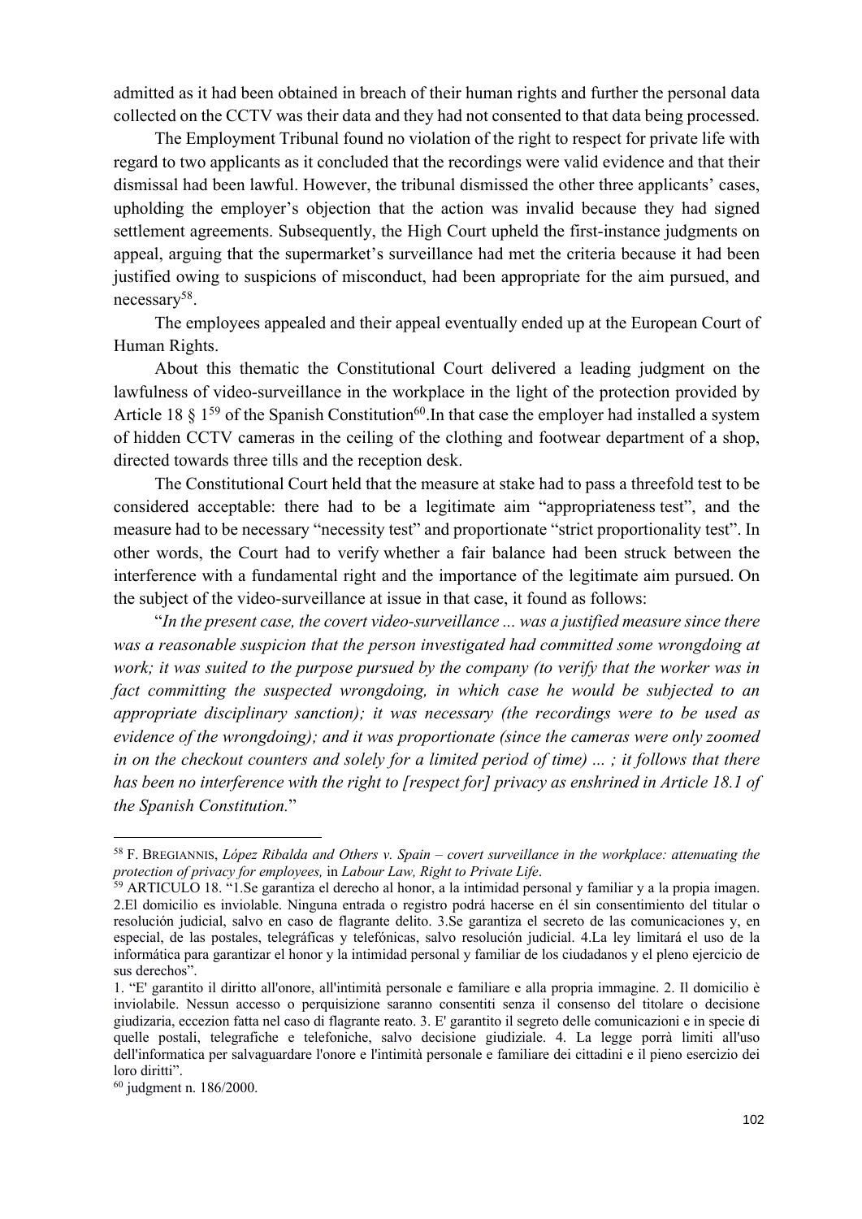admitted as it had been obtained in breach of their human rights and further the personal data collected on the CCTV was their data and they had not consented to that data being processed.

The Employment Tribunal found no violation of the right to respect for private life with regard to two applicants as it concluded that the recordings were valid evidence and that their dismissal had been lawful. However, the tribunal dismissed the other three applicants' cases, upholding the employer's objection that the action was invalid because they had signed settlement agreements. Subsequently, the High Court upheld the first-instance judgments on appeal, arguing that the supermarket's surveillance had met the criteria because it had been justified owing to suspicions of misconduct, had been appropriate for the aim pursued, and necessary[58].

The employees appealed and their appeal eventually ended up at the European Court of Human Rights.

About this thematic the Constitutional Court delivered a leading judgment on the lawfulness of video-surveillance in the workplace in the light of the protection provided by Article 18 § 1[59] of the Spanish Constitution[60].In that case the employer had installed a system of hidden CCTV cameras in the ceiling of the clothing and footwear department of a shop, directed towards three tills and the reception desk.

The Constitutional Court held that the measure at stake had to pass a threefold test to be considered acceptable: there had to be a legitimate aim "appropriateness test", and the measure had to be necessary "necessity test" and proportionate "strict proportionality test". In other words, the Court had to verify whether a fair balance had been struck between the interference with a fundamental right and the importance of the legitimate aim pursued. On the subject of the video-surveillance at issue in that case, it found as follows:

"*In the present case, the covert video-surveillance ... was a justified measure since there was a reasonable suspicion that the person investigated had committed some wrongdoing at work; it was suited to the purpose pursued by the company (to verify that the worker was in fact committing the suspected wrongdoing, in which case he would be subjected to an appropriate disciplinary sanction); it was necessary (the recordings were to be used as evidence of the wrongdoing); and it was proportionate (since the cameras were only zoomed in on the checkout counters and solely for a limited period of time) ... ; it follows that there has been no interference with the right to [respect for] privacy as enshrined in Article 18.1 of the Spanish Constitution.*"

---

[58] F. Bregiannis, *López Ribalda and Others v. Spain – covert surveillance in the workplace: attenuating the protection of privacy for employees,* in *Labour Law, Right to Private Life*.

[59] ARTICULO 18. "1.Se garantiza el derecho al honor, a la intimidad personal y familiar y a la propia imagen. 2.El domicilio es inviolable. Ninguna entrada o registro podrá hacerse en él sin consentimiento del titular o resolución judicial, salvo en caso de flagrante delito. 3.Se garantiza el secreto de las comunicaciones y, en especial, de las postales, telegráficas y telefónicas, salvo resolución judicial. 4.La ley limitará el uso de la informática para garantizar el honor y la intimidad personal y familiar de los ciudadanos y el pleno ejercicio de sus derechos".

1. "E' garantito il diritto all'onore, all'intimità personale e familiare e alla propria immagine. 2. Il domicilio è inviolabile. Nessun accesso o perquisizione saranno consentiti senza il consenso del titolare o decisione giudizaria, eccezion fatta nel caso di flagrante reato. 3. E' garantito il segreto delle comunicazioni e in specie di quelle postali, telegrafiche e telefoniche, salvo decisione giudiziale. 4. La legge porrà limiti all'uso dell'informatica per salvaguardare l'onore e l'intimità personale e familiare dei cittadini e il pieno esercizio dei loro diritti".

[60] judgment n. 186/2000.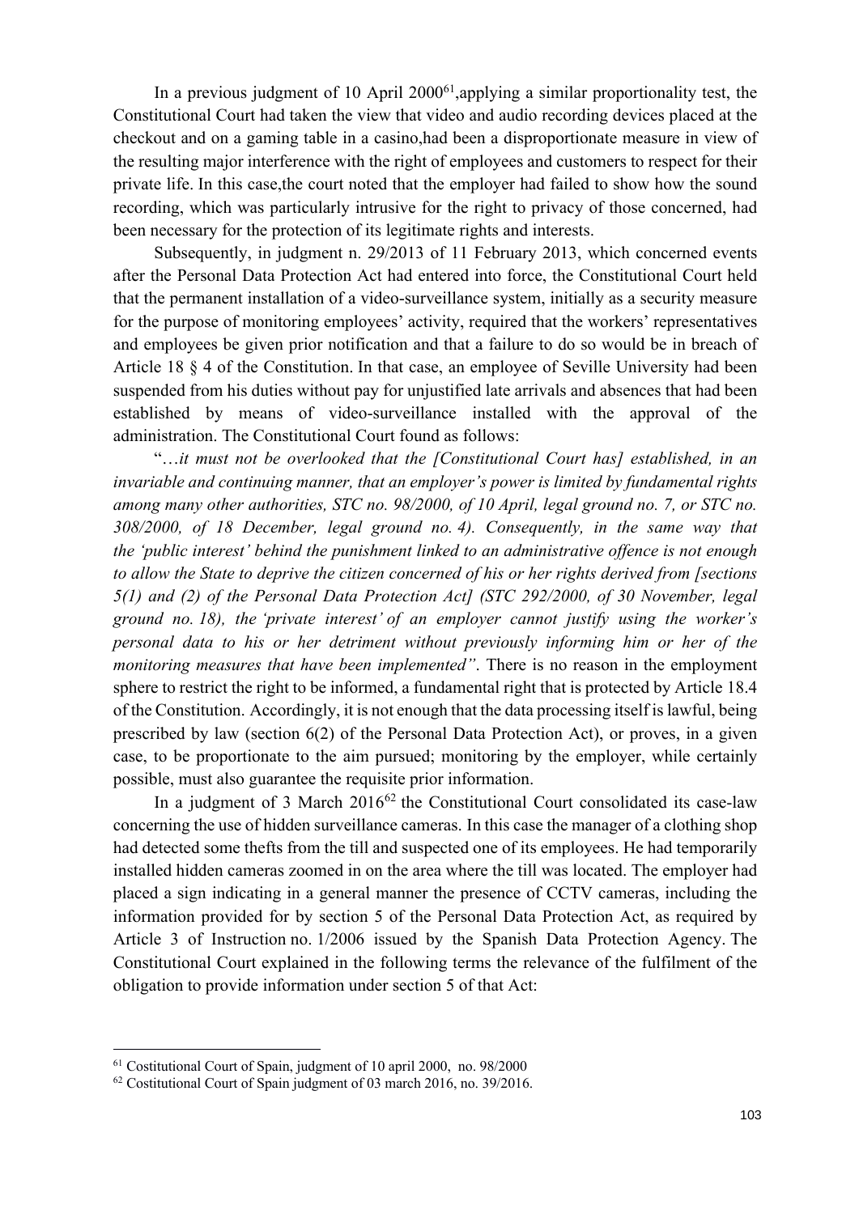In a previous judgment of 10 April 2000[61],applying a similar proportionality test, the Constitutional Court had taken the view that video and audio recording devices placed at the checkout and on a gaming table in a casino,had been a disproportionate measure in view of the resulting major interference with the right of employees and customers to respect for their private life. In this case,the court noted that the employer had failed to show how the sound recording, which was particularly intrusive for the right to privacy of those concerned, had been necessary for the protection of its legitimate rights and interests.

Subsequently, in judgment n. 29/2013 of 11 February 2013, which concerned events after the Personal Data Protection Act had entered into force, the Constitutional Court held that the permanent installation of a video-surveillance system, initially as a security measure for the purpose of monitoring employees' activity, required that the workers' representatives and employees be given prior notification and that a failure to do so would be in breach of Article 18 § 4 of the Constitution. In that case, an employee of Seville University had been suspended from his duties without pay for unjustified late arrivals and absences that had been established by means of video-surveillance installed with the approval of the administration. The Constitutional Court found as follows:

"*…it must not be overlooked that the [Constitutional Court has] established, in an invariable and continuing manner, that an employer's power is limited by fundamental rights among many other authorities, STC no. 98/2000, of 10 April, legal ground no. 7, or STC no. 308/2000, of 18 December, legal ground no. 4). Consequently, in the same way that the 'public interest' behind the punishment linked to an administrative offence is not enough to allow the State to deprive the citizen concerned of his or her rights derived from [sections 5(1) and (2) of the Personal Data Protection Act] (STC 292/2000, of 30 November, legal ground no. 18), the 'private interest' of an employer cannot justify using the worker's personal data to his or her detriment without previously informing him or her of the monitoring measures that have been implemented*". There is no reason in the employment sphere to restrict the right to be informed, a fundamental right that is protected by Article 18.4 of the Constitution. Accordingly, it is not enough that the data processing itself is lawful, being prescribed by law (section 6(2) of the Personal Data Protection Act), or proves, in a given case, to be proportionate to the aim pursued; monitoring by the employer, while certainly possible, must also guarantee the requisite prior information.

In a judgment of 3 March 2016[62] the Constitutional Court consolidated its case-law concerning the use of hidden surveillance cameras. In this case the manager of a clothing shop had detected some thefts from the till and suspected one of its employees. He had temporarily installed hidden cameras zoomed in on the area where the till was located. The employer had placed a sign indicating in a general manner the presence of CCTV cameras, including the information provided for by section 5 of the Personal Data Protection Act, as required by Article 3 of Instruction no. 1/2006 issued by the Spanish Data Protection Agency. The Constitutional Court explained in the following terms the relevance of the fulfilment of the obligation to provide information under section 5 of that Act:

---

[61] Costitutional Court of Spain, judgment of 10 april 2000, no. 98/2000

[62] Costitutional Court of Spain judgment of 03 march 2016, no. 39/2016.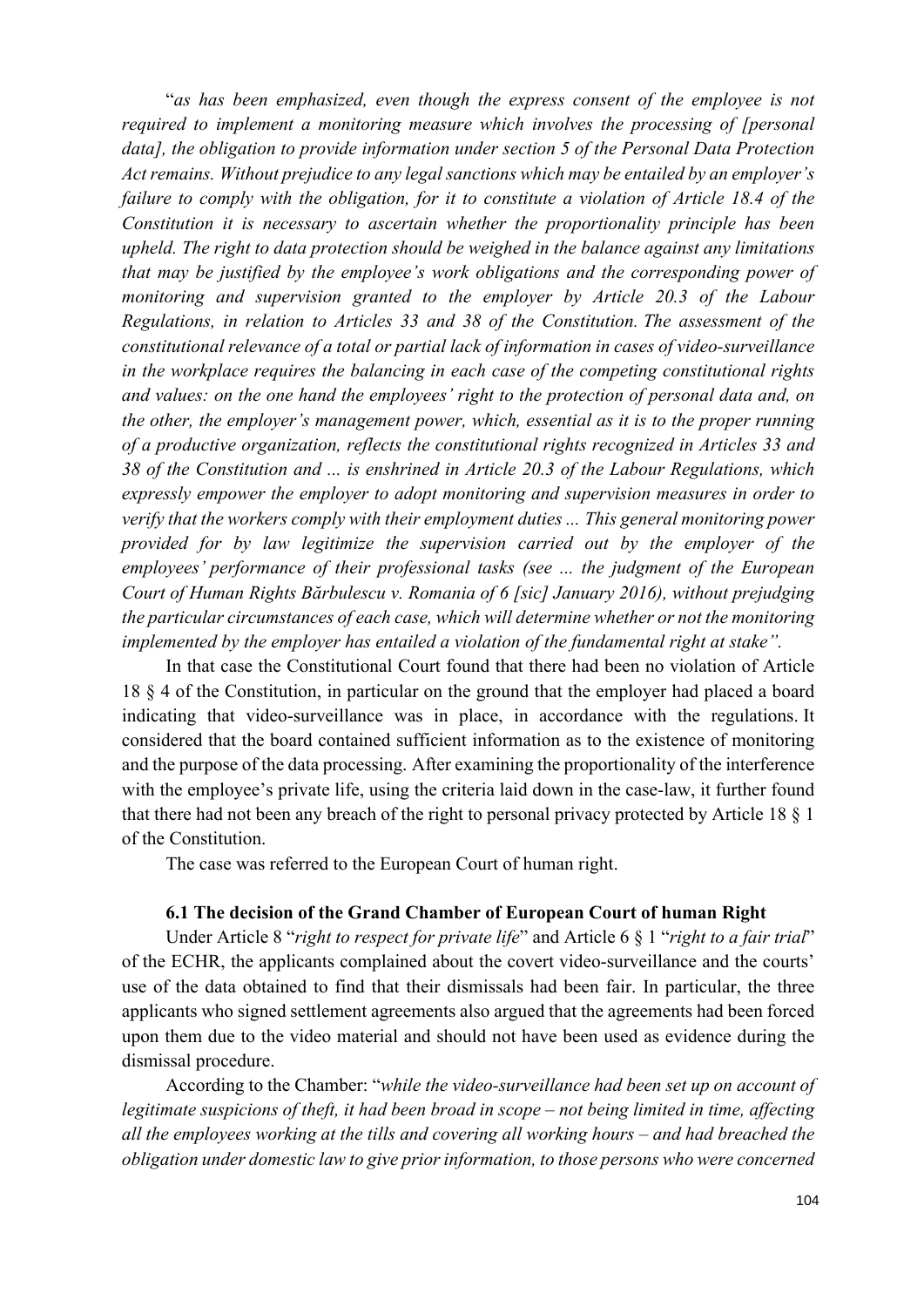"*as has been emphasized, even though the express consent of the employee is not required to implement a monitoring measure which involves the processing of [personal data], the obligation to provide information under section 5 of the Personal Data Protection Act remains. Without prejudice to any legal sanctions which may be entailed by an employer's failure to comply with the obligation, for it to constitute a violation of Article 18.4 of the Constitution it is necessary to ascertain whether the proportionality principle has been upheld. The right to data protection should be weighed in the balance against any limitations that may be justified by the employee's work obligations and the corresponding power of monitoring and supervision granted to the employer by Article 20.3 of the Labour Regulations, in relation to Articles 33 and 38 of the Constitution. The assessment of the constitutional relevance of a total or partial lack of information in cases of video-surveillance in the workplace requires the balancing in each case of the competing constitutional rights and values: on the one hand the employees' right to the protection of personal data and, on the other, the employer's management power, which, essential as it is to the proper running of a productive organization, reflects the constitutional rights recognized in Articles 33 and 38 of the Constitution and ... is enshrined in Article 20.3 of the Labour Regulations, which expressly empower the employer to adopt monitoring and supervision measures in order to verify that the workers comply with their employment duties ... This general monitoring power provided for by law legitimize the supervision carried out by the employer of the employees' performance of their professional tasks (see ... the judgment of the European Court of Human Rights Bărbulescu v. Romania of 6 [sic] January 2016), without prejudging the particular circumstances of each case, which will determine whether or not the monitoring implemented by the employer has entailed a violation of the fundamental right at stake*".

In that case the Constitutional Court found that there had been no violation of Article 18 § 4 of the Constitution, in particular on the ground that the employer had placed a board indicating that video-surveillance was in place, in accordance with the regulations. It considered that the board contained sufficient information as to the existence of monitoring and the purpose of the data processing. After examining the proportionality of the interference with the employee's private life, using the criteria laid down in the case-law, it further found that there had not been any breach of the right to personal privacy protected by Article 18 § 1 of the Constitution.

The case was referred to the European Court of human right.

### 6.1 The decision of the Grand Chamber of European Court of human Right

Under Article 8 "*right to respect for private life*" and Article 6 § 1 "*right to a fair trial*" of the ECHR, the applicants complained about the covert video-surveillance and the courts' use of the data obtained to find that their dismissals had been fair. In particular, the three applicants who signed settlement agreements also argued that the agreements had been forced upon them due to the video material and should not have been used as evidence during the dismissal procedure.

According to the Chamber: "*while the video-surveillance had been set up on account of legitimate suspicions of theft, it had been broad in scope – not being limited in time, affecting all the employees working at the tills and covering all working hours – and had breached the obligation under domestic law to give prior information, to those persons who were concerned*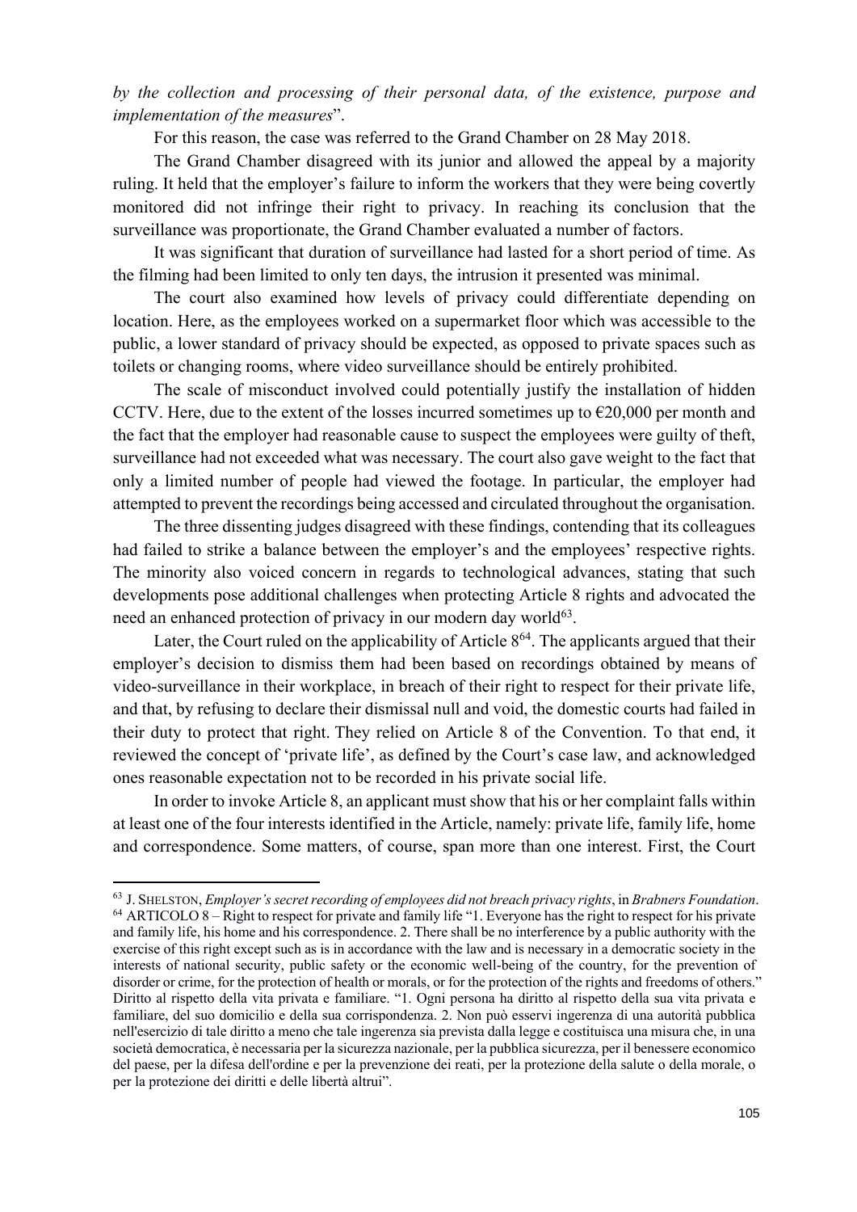*by the collection and processing of their personal data, of the existence, purpose and implementation of the measures*".

For this reason, the case was referred to the Grand Chamber on 28 May 2018.

The Grand Chamber disagreed with its junior and allowed the appeal by a majority ruling. It held that the employer's failure to inform the workers that they were being covertly monitored did not infringe their right to privacy. In reaching its conclusion that the surveillance was proportionate, the Grand Chamber evaluated a number of factors.

It was significant that duration of surveillance had lasted for a short period of time. As the filming had been limited to only ten days, the intrusion it presented was minimal.

The court also examined how levels of privacy could differentiate depending on location. Here, as the employees worked on a supermarket floor which was accessible to the public, a lower standard of privacy should be expected, as opposed to private spaces such as toilets or changing rooms, where video surveillance should be entirely prohibited.

The scale of misconduct involved could potentially justify the installation of hidden CCTV. Here, due to the extent of the losses incurred sometimes up to €20,000 per month and the fact that the employer had reasonable cause to suspect the employees were guilty of theft, surveillance had not exceeded what was necessary. The court also gave weight to the fact that only a limited number of people had viewed the footage. In particular, the employer had attempted to prevent the recordings being accessed and circulated throughout the organisation.

The three dissenting judges disagreed with these findings, contending that its colleagues had failed to strike a balance between the employer's and the employees' respective rights. The minority also voiced concern in regards to technological advances, stating that such developments pose additional challenges when protecting Article 8 rights and advocated the need an enhanced protection of privacy in our modern day world[63].

Later, the Court ruled on the applicability of Article 8[64]. The applicants argued that their employer's decision to dismiss them had been based on recordings obtained by means of video-surveillance in their workplace, in breach of their right to respect for their private life, and that, by refusing to declare their dismissal null and void, the domestic courts had failed in their duty to protect that right. They relied on Article 8 of the Convention. To that end, it reviewed the concept of 'private life', as defined by the Court's case law, and acknowledged ones reasonable expectation not to be recorded in his private social life.

In order to invoke Article 8, an applicant must show that his or her complaint falls within at least one of the four interests identified in the Article, namely: private life, family life, home and correspondence. Some matters, of course, span more than one interest. First, the Court

---

[63] J. SHELSTON, *Employer's secret recording of employees did not breach privacy rights*, in *Brabners Foundation*.

[64] ARTICOLO 8 – Right to respect for private and family life "1. Everyone has the right to respect for his private and family life, his home and his correspondence. 2. There shall be no interference by a public authority with the exercise of this right except such as is in accordance with the law and is necessary in a democratic society in the interests of national security, public safety or the economic well-being of the country, for the prevention of disorder or crime, for the protection of health or morals, or for the protection of the rights and freedoms of others." Diritto al rispetto della vita privata e familiare. "1. Ogni persona ha diritto al rispetto della sua vita privata e familiare, del suo domicilio e della sua corrispondenza. 2. Non può esservi ingerenza di una autorità pubblica nell'esercizio di tale diritto a meno che tale ingerenza sia prevista dalla legge e costituisca una misura che, in una società democratica, è necessaria per la sicurezza nazionale, per la pubblica sicurezza, per il benessere economico del paese, per la difesa dell'ordine e per la prevenzione dei reati, per la protezione della salute o della morale, o per la protezione dei diritti e delle libertà altrui".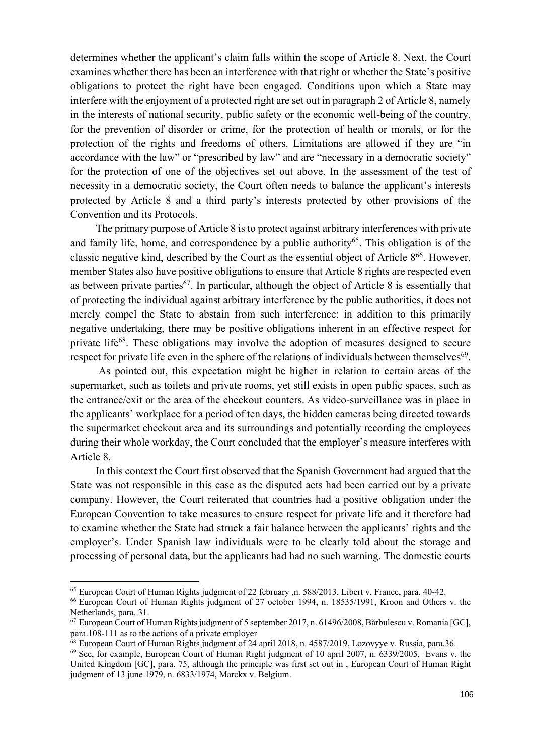determines whether the applicant's claim falls within the scope of Article 8. Next, the Court examines whether there has been an interference with that right or whether the State's positive obligations to protect the right have been engaged. Conditions upon which a State may interfere with the enjoyment of a protected right are set out in paragraph 2 of Article 8, namely in the interests of national security, public safety or the economic well-being of the country, for the prevention of disorder or crime, for the protection of health or morals, or for the protection of the rights and freedoms of others. Limitations are allowed if they are "in accordance with the law" or "prescribed by law" and are "necessary in a democratic society" for the protection of one of the objectives set out above. In the assessment of the test of necessity in a democratic society, the Court often needs to balance the applicant's interests protected by Article 8 and a third party's interests protected by other provisions of the Convention and its Protocols.

The primary purpose of Article 8 is to protect against arbitrary interferences with private and family life, home, and correspondence by a public authority[65]. This obligation is of the classic negative kind, described by the Court as the essential object of Article 8[66]. However, member States also have positive obligations to ensure that Article 8 rights are respected even as between private parties[67]. In particular, although the object of Article 8 is essentially that of protecting the individual against arbitrary interference by the public authorities, it does not merely compel the State to abstain from such interference: in addition to this primarily negative undertaking, there may be positive obligations inherent in an effective respect for private life[68]. These obligations may involve the adoption of measures designed to secure respect for private life even in the sphere of the relations of individuals between themselves[69].

As pointed out, this expectation might be higher in relation to certain areas of the supermarket, such as toilets and private rooms, yet still exists in open public spaces, such as the entrance/exit or the area of the checkout counters. As video-surveillance was in place in the applicants' workplace for a period of ten days, the hidden cameras being directed towards the supermarket checkout area and its surroundings and potentially recording the employees during their whole workday, the Court concluded that the employer's measure interferes with Article 8.

In this context the Court first observed that the Spanish Government had argued that the State was not responsible in this case as the disputed acts had been carried out by a private company. However, the Court reiterated that countries had a positive obligation under the European Convention to take measures to ensure respect for private life and it therefore had to examine whether the State had struck a fair balance between the applicants' rights and the employer's. Under Spanish law individuals were to be clearly told about the storage and processing of personal data, but the applicants had had no such warning. The domestic courts

---

[65] European Court of Human Rights judgment of 22 february ,n. 588/2013, Libert v. France, para. 40-42.

[66] European Court of Human Rights judgment of 27 october 1994, n. 18535/1991, Kroon and Others v. the Netherlands, para. 31.

[67] European Court of Human Rights judgment of 5 september 2017, n. 61496/2008, Bărbulescu v. Romania [GC], para.108-111 as to the actions of a private employer

[68] European Court of Human Rights judgment of 24 april 2018, n. 4587/2019, Lozovyye v. Russia, para.36.

[69] See, for example, European Court of Human Right judgment of 10 april 2007, n. 6339/2005, Evans v. the United Kingdom [GC], para. 75, although the principle was first set out in , European Court of Human Right judgment of 13 june 1979, n. 6833/1974, Marckx v. Belgium.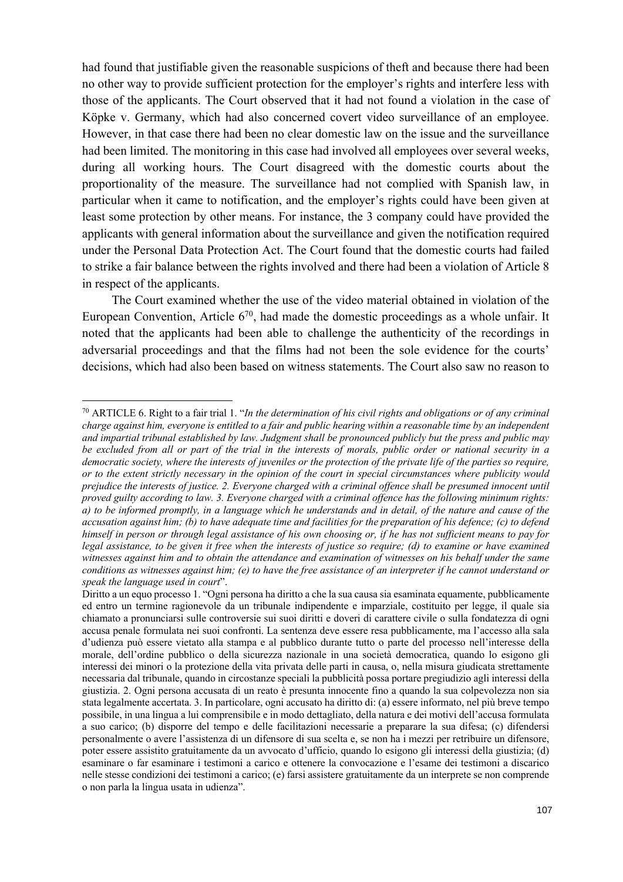had found that justifiable given the reasonable suspicions of theft and because there had been no other way to provide sufficient protection for the employer's rights and interfere less with those of the applicants. The Court observed that it had not found a violation in the case of Köpke v. Germany, which had also concerned covert video surveillance of an employee. However, in that case there had been no clear domestic law on the issue and the surveillance had been limited. The monitoring in this case had involved all employees over several weeks, during all working hours. The Court disagreed with the domestic courts about the proportionality of the measure. The surveillance had not complied with Spanish law, in particular when it came to notification, and the employer's rights could have been given at least some protection by other means. For instance, the 3 company could have provided the applicants with general information about the surveillance and given the notification required under the Personal Data Protection Act. The Court found that the domestic courts had failed to strike a fair balance between the rights involved and there had been a violation of Article 8 in respect of the applicants.

The Court examined whether the use of the video material obtained in violation of the European Convention, Article 6[70], had made the domestic proceedings as a whole unfair. It noted that the applicants had been able to challenge the authenticity of the recordings in adversarial proceedings and that the films had not been the sole evidence for the courts' decisions, which had also been based on witness statements. The Court also saw no reason to

---

[70] ARTICLE 6. Right to a fair trial 1. "*In the determination of his civil rights and obligations or of any criminal charge against him, everyone is entitled to a fair and public hearing within a reasonable time by an independent and impartial tribunal established by law. Judgment shall be pronounced publicly but the press and public may be excluded from all or part of the trial in the interests of morals, public order or national security in a democratic society, where the interests of juveniles or the protection of the private life of the parties so require, or to the extent strictly necessary in the opinion of the court in special circumstances where publicity would prejudice the interests of justice. 2. Everyone charged with a criminal offence shall be presumed innocent until proved guilty according to law. 3. Everyone charged with a criminal offence has the following minimum rights: a) to be informed promptly, in a language which he understands and in detail, of the nature and cause of the accusation against him; (b) to have adequate time and facilities for the preparation of his defence; (c) to defend himself in person or through legal assistance of his own choosing or, if he has not sufficient means to pay for legal assistance, to be given it free when the interests of justice so require; (d) to examine or have examined witnesses against him and to obtain the attendance and examination of witnesses on his behalf under the same conditions as witnesses against him; (e) to have the free assistance of an interpreter if he cannot understand or speak the language used in court*".

Diritto a un equo processo 1. "Ogni persona ha diritto a che la sua causa sia esaminata equamente, pubblicamente ed entro un termine ragionevole da un tribunale indipendente e imparziale, costituito per legge, il quale sia chiamato a pronunciarsi sulle controversie sui suoi diritti e doveri di carattere civile o sulla fondatezza di ogni accusa penale formulata nei suoi confronti. La sentenza deve essere resa pubblicamente, ma l'accesso alla sala d'udienza può essere vietato alla stampa e al pubblico durante tutto o parte del processo nell'interesse della morale, dell'ordine pubblico o della sicurezza nazionale in una società democratica, quando lo esigono gli interessi dei minori o la protezione della vita privata delle parti in causa, o, nella misura giudicata strettamente necessaria dal tribunale, quando in circostanze speciali la pubblicità possa portare pregiudizio agli interessi della giustizia. 2. Ogni persona accusata di un reato è presunta innocente fino a quando la sua colpevolezza non sia stata legalmente accertata. 3. In particolare, ogni accusato ha diritto di: (a) essere informato, nel più breve tempo possibile, in una lingua a lui comprensibile e in modo dettagliato, della natura e dei motivi dell'accusa formulata a suo carico; (b) disporre del tempo e delle facilitazioni necessarie a preparare la sua difesa; (c) difendersi personalmente o avere l'assistenza di un difensore di sua scelta e, se non ha i mezzi per retribuire un difensore, poter essere assistito gratuitamente da un avvocato d'ufficio, quando lo esigono gli interessi della giustizia; (d) esaminare o far esaminare i testimoni a carico e ottenere la convocazione e l'esame dei testimoni a discarico nelle stesse condizioni dei testimoni a carico; (e) farsi assistere gratuitamente da un interprete se non comprende o non parla la lingua usata in udienza".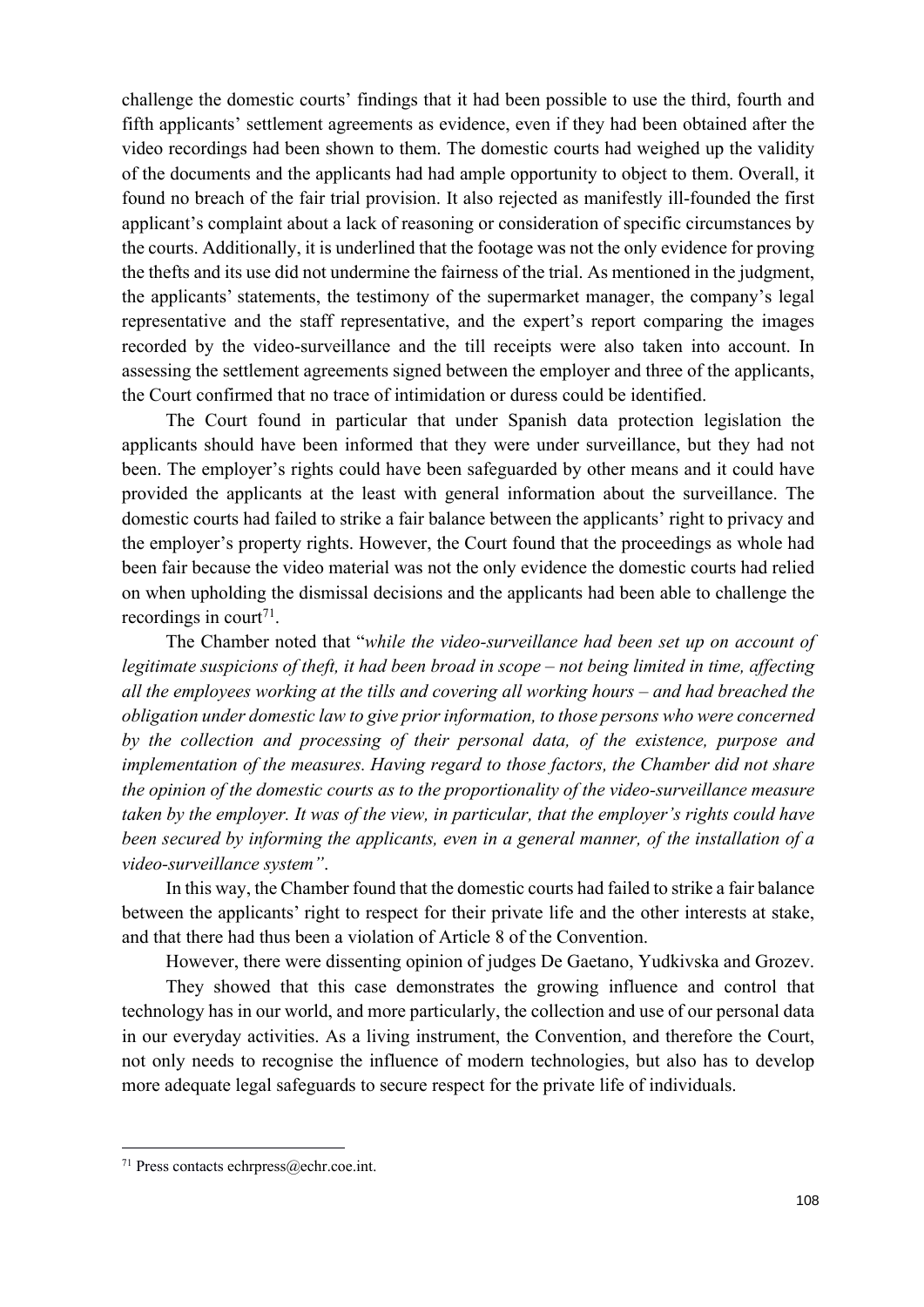challenge the domestic courts' findings that it had been possible to use the third, fourth and fifth applicants' settlement agreements as evidence, even if they had been obtained after the video recordings had been shown to them. The domestic courts had weighed up the validity of the documents and the applicants had had ample opportunity to object to them. Overall, it found no breach of the fair trial provision. It also rejected as manifestly ill-founded the first applicant's complaint about a lack of reasoning or consideration of specific circumstances by the courts. Additionally, it is underlined that the footage was not the only evidence for proving the thefts and its use did not undermine the fairness of the trial. As mentioned in the judgment, the applicants' statements, the testimony of the supermarket manager, the company's legal representative and the staff representative, and the expert's report comparing the images recorded by the video-surveillance and the till receipts were also taken into account. In assessing the settlement agreements signed between the employer and three of the applicants, the Court confirmed that no trace of intimidation or duress could be identified.

The Court found in particular that under Spanish data protection legislation the applicants should have been informed that they were under surveillance, but they had not been. The employer's rights could have been safeguarded by other means and it could have provided the applicants at the least with general information about the surveillance. The domestic courts had failed to strike a fair balance between the applicants' right to privacy and the employer's property rights. However, the Court found that the proceedings as whole had been fair because the video material was not the only evidence the domestic courts had relied on when upholding the dismissal decisions and the applicants had been able to challenge the recordings in court[71].

The Chamber noted that "*while the video-surveillance had been set up on account of legitimate suspicions of theft, it had been broad in scope – not being limited in time, affecting all the employees working at the tills and covering all working hours – and had breached the obligation under domestic law to give prior information, to those persons who were concerned by the collection and processing of their personal data, of the existence, purpose and implementation of the measures. Having regard to those factors, the Chamber did not share the opinion of the domestic courts as to the proportionality of the video-surveillance measure taken by the employer. It was of the view, in particular, that the employer's rights could have been secured by informing the applicants, even in a general manner, of the installation of a video-surveillance system*".

In this way, the Chamber found that the domestic courts had failed to strike a fair balance between the applicants' right to respect for their private life and the other interests at stake, and that there had thus been a violation of Article 8 of the Convention.

However, there were dissenting opinion of judges De Gaetano, Yudkivska and Grozev.

They showed that this case demonstrates the growing influence and control that technology has in our world, and more particularly, the collection and use of our personal data in our everyday activities. As a living instrument, the Convention, and therefore the Court, not only needs to recognise the influence of modern technologies, but also has to develop more adequate legal safeguards to secure respect for the private life of individuals.

---

[71] Press contacts echrpress@echr.coe.int.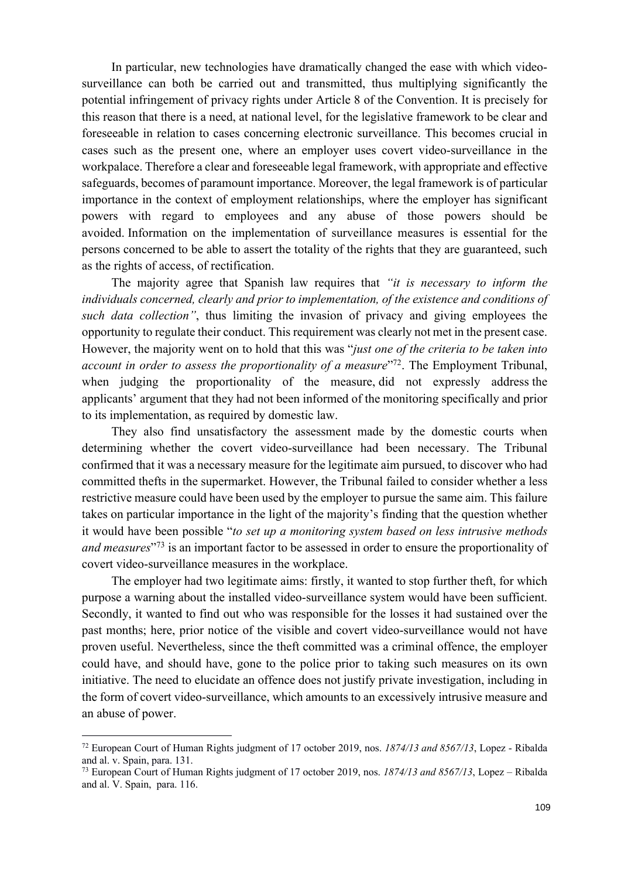In particular, new technologies have dramatically changed the ease with which video-surveillance can both be carried out and transmitted, thus multiplying significantly the potential infringement of privacy rights under Article 8 of the Convention. It is precisely for this reason that there is a need, at national level, for the legislative framework to be clear and foreseeable in relation to cases concerning electronic surveillance. This becomes crucial in cases such as the present one, where an employer uses covert video-surveillance in the workpalace. Therefore a clear and foreseeable legal framework, with appropriate and effective safeguards, becomes of paramount importance. Moreover, the legal framework is of particular importance in the context of employment relationships, where the employer has significant powers with regard to employees and any abuse of those powers should be avoided. Information on the implementation of surveillance measures is essential for the persons concerned to be able to assert the totality of the rights that they are guaranteed, such as the rights of access, of rectification.

The majority agree that Spanish law requires that *"it is necessary to inform the individuals concerned, clearly and prior to implementation, of the existence and conditions of such data collection"*, thus limiting the invasion of privacy and giving employees the opportunity to regulate their conduct. This requirement was clearly not met in the present case. However, the majority went on to hold that this was "*just one of the criteria to be taken into account in order to assess the proportionality of a measure*"[72]. The Employment Tribunal, when judging the proportionality of the measure, did not expressly address the applicants' argument that they had not been informed of the monitoring specifically and prior to its implementation, as required by domestic law.

They also find unsatisfactory the assessment made by the domestic courts when determining whether the covert video-surveillance had been necessary. The Tribunal confirmed that it was a necessary measure for the legitimate aim pursued, to discover who had committed thefts in the supermarket. However, the Tribunal failed to consider whether a less restrictive measure could have been used by the employer to pursue the same aim. This failure takes on particular importance in the light of the majority's finding that the question whether it would have been possible "*to set up a monitoring system based on less intrusive methods and measures*"[73] is an important factor to be assessed in order to ensure the proportionality of covert video-surveillance measures in the workplace.

The employer had two legitimate aims: firstly, it wanted to stop further theft, for which purpose a warning about the installed video-surveillance system would have been sufficient. Secondly, it wanted to find out who was responsible for the losses it had sustained over the past months; here, prior notice of the visible and covert video-surveillance would not have proven useful. Nevertheless, since the theft committed was a criminal offence, the employer could have, and should have, gone to the police prior to taking such measures on its own initiative. The need to elucidate an offence does not justify private investigation, including in the form of covert video-surveillance, which amounts to an excessively intrusive measure and an abuse of power.

---

[72] European Court of Human Rights judgment of 17 october 2019, nos. *1874/13 and 8567/13*, Lopez - Ribalda and al. v. Spain, para. 131.

[73] European Court of Human Rights judgment of 17 october 2019, nos. *1874/13 and 8567/13*, Lopez – Ribalda and al. V. Spain, para. 116.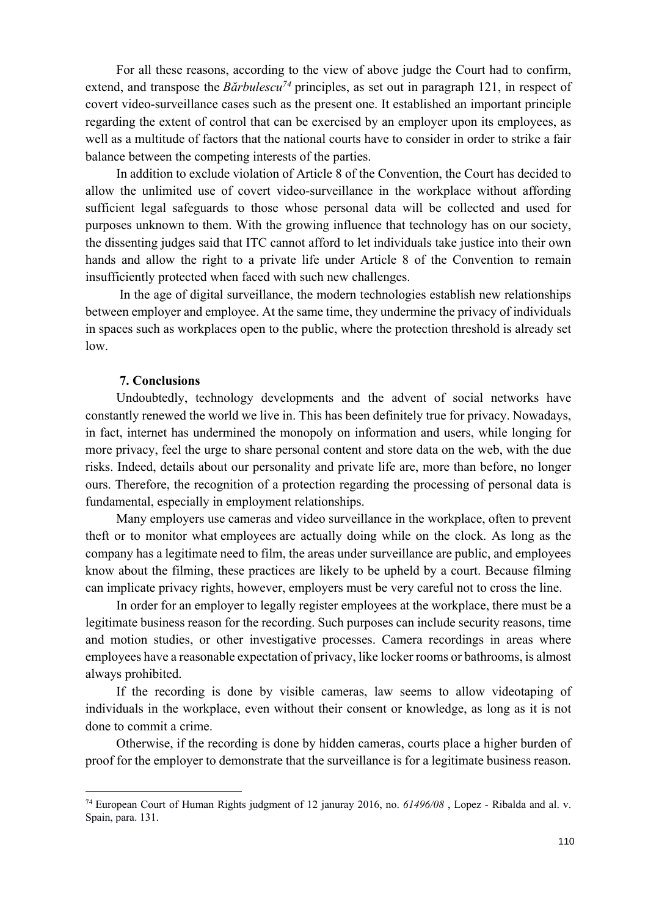For all these reasons, according to the view of above judge the Court had to confirm, extend, and transpose the *Bărbulescu*[74] principles, as set out in paragraph 121, in respect of covert video-surveillance cases such as the present one. It established an important principle regarding the extent of control that can be exercised by an employer upon its employees, as well as a multitude of factors that the national courts have to consider in order to strike a fair balance between the competing interests of the parties.

In addition to exclude violation of Article 8 of the Convention, the Court has decided to allow the unlimited use of covert video-surveillance in the workplace without affording sufficient legal safeguards to those whose personal data will be collected and used for purposes unknown to them. With the growing influence that technology has on our society, the dissenting judges said that ITC cannot afford to let individuals take justice into their own hands and allow the right to a private life under Article 8 of the Convention to remain insufficiently protected when faced with such new challenges.

In the age of digital surveillance, the modern technologies establish new relationships between employer and employee. At the same time, they undermine the privacy of individuals in spaces such as workplaces open to the public, where the protection threshold is already set low.

## 7. Conclusions

Undoubtedly, technology developments and the advent of social networks have constantly renewed the world we live in. This has been definitely true for privacy. Nowadays, in fact, internet has undermined the monopoly on information and users, while longing for more privacy, feel the urge to share personal content and store data on the web, with the due risks. Indeed, details about our personality and private life are, more than before, no longer ours. Therefore, the recognition of a protection regarding the processing of personal data is fundamental, especially in employment relationships.

Many employers use cameras and video surveillance in the workplace, often to prevent theft or to monitor what employees are actually doing while on the clock. As long as the company has a legitimate need to film, the areas under surveillance are public, and employees know about the filming, these practices are likely to be upheld by a court. Because filming can implicate privacy rights, however, employers must be very careful not to cross the line.

In order for an employer to legally register employees at the workplace, there must be a legitimate business reason for the recording. Such purposes can include security reasons, time and motion studies, or other investigative processes. Camera recordings in areas where employees have a reasonable expectation of privacy, like locker rooms or bathrooms, is almost always prohibited.

If the recording is done by visible cameras, law seems to allow videotaping of individuals in the workplace, even without their consent or knowledge, as long as it is not done to commit a crime.

Otherwise, if the recording is done by hidden cameras, courts place a higher burden of proof for the employer to demonstrate that the surveillance is for a legitimate business reason.

[74] European Court of Human Rights judgment of 12 januray 2016, no. *61496/08* , Lopez - Ribalda and al. v. Spain, para. 131.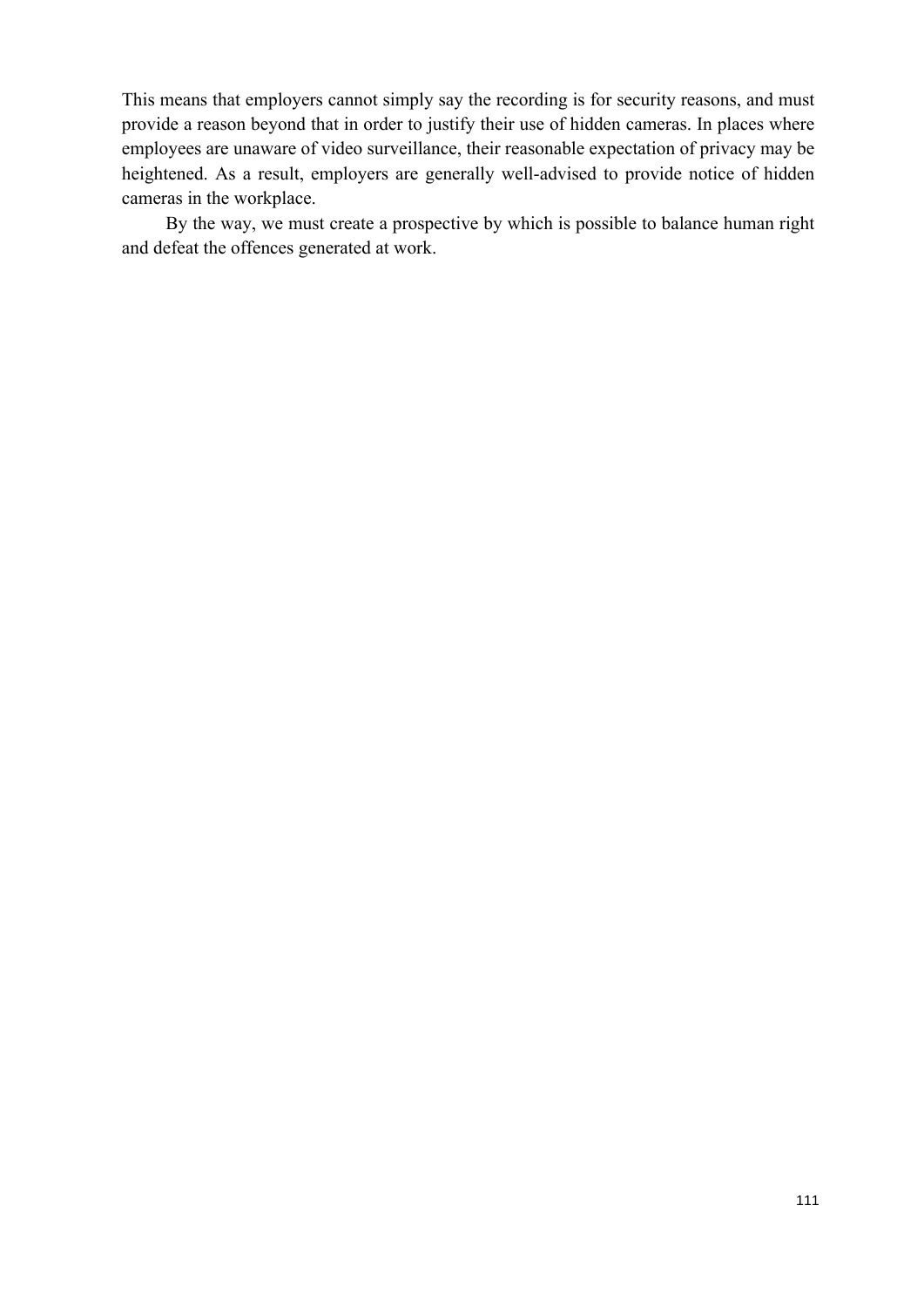This means that employers cannot simply say the recording is for security reasons, and must provide a reason beyond that in order to justify their use of hidden cameras. In places where employees are unaware of video surveillance, their reasonable expectation of privacy may be heightened. As a result, employers are generally well-advised to provide notice of hidden cameras in the workplace.

By the way, we must create a prospective by which is possible to balance human right and defeat the offences generated at work.